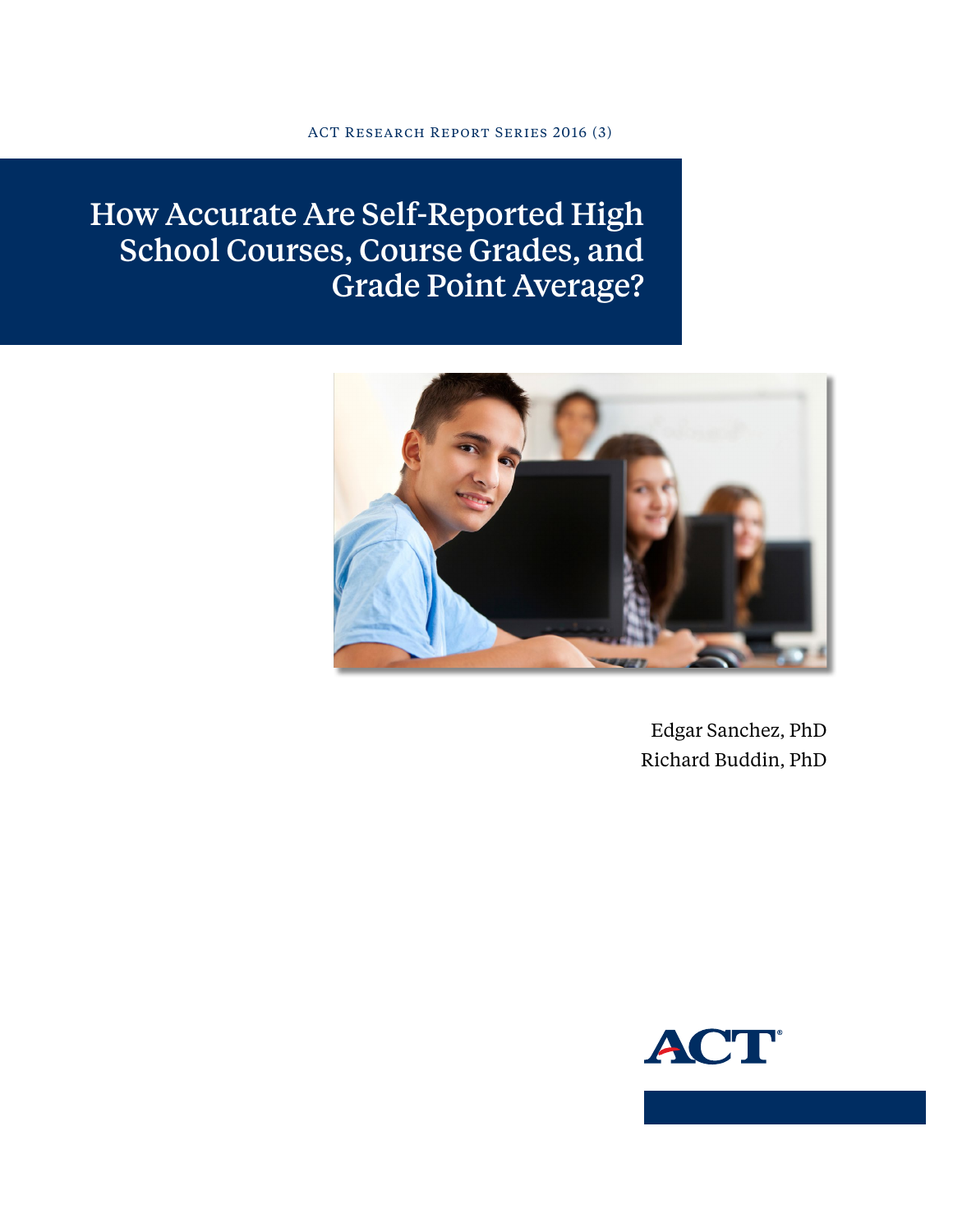ACT Research Report Series 2016 (3)

# How Accurate Are Self-Reported High School Courses, Course Grades, and Grade Point Average?

Edgar Sanchez, PhD
Richard Buddin, PhD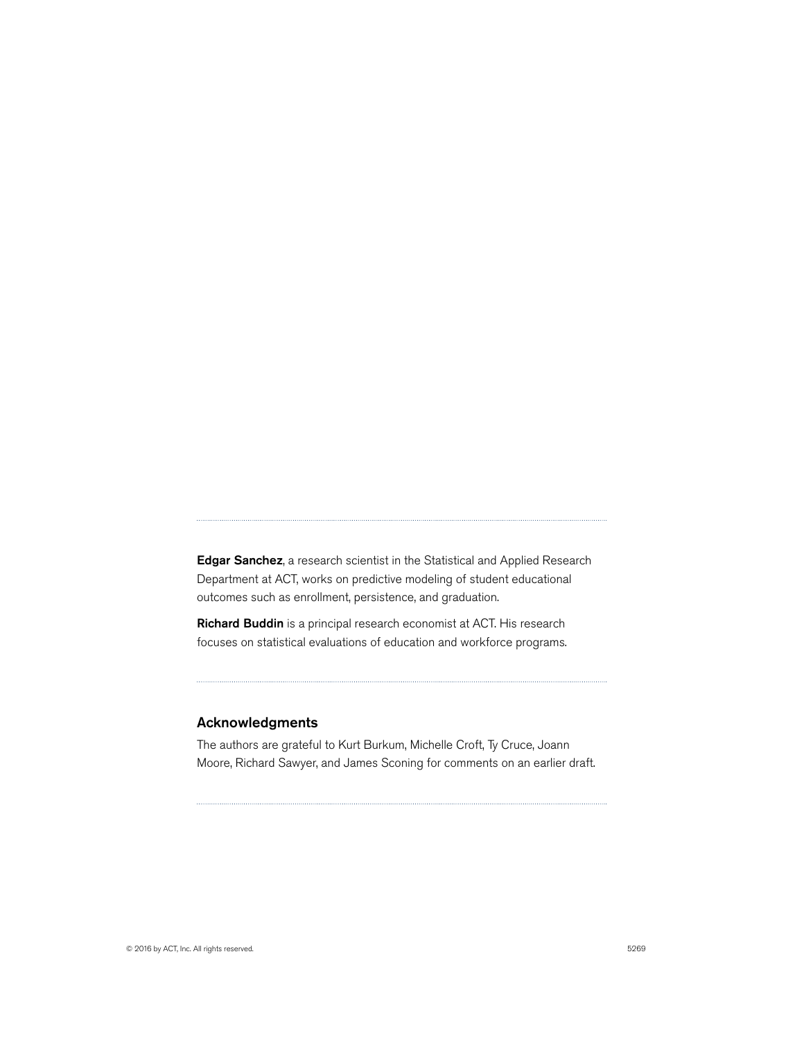**Edgar Sanchez**, a research scientist in the Statistical and Applied Research Department at ACT, works on predictive modeling of student educational outcomes such as enrollment, persistence, and graduation.

**Richard Buddin** is a principal research economist at ACT. His research focuses on statistical evaluations of education and workforce programs.

## Acknowledgments

The authors are grateful to Kurt Burkum, Michelle Croft, Ty Cruce, Joann Moore, Richard Sawyer, and James Sconing for comments on an earlier draft.

© 2016 by ACT, Inc. All rights reserved.

5269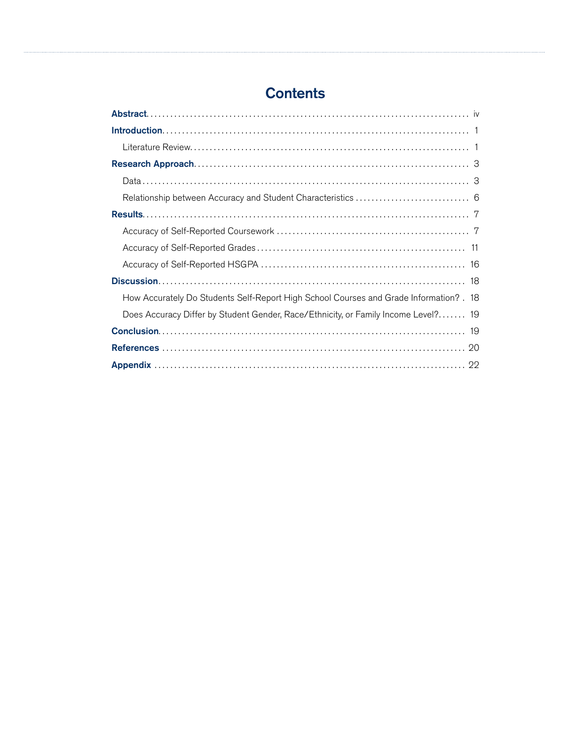# Contents

**Abstract** ........ iv

**Introduction** ........ 1

- Literature Review ........ 1

**Research Approach** ........ 3

- Data ........ 3
- Relationship between Accuracy and Student Characteristics ........ 6

**Results** ........ 7

- Accuracy of Self-Reported Coursework ........ 7
- Accuracy of Self-Reported Grades ........ 11
- Accuracy of Self-Reported HSGPA ........ 16

**Discussion** ........ 18

- How Accurately Do Students Self-Report High School Courses and Grade Information? ........ 18
- Does Accuracy Differ by Student Gender, Race/Ethnicity, or Family Income Level? ........ 19

**Conclusion** ........ 19

**References** ........ 20

**Appendix** ........ 22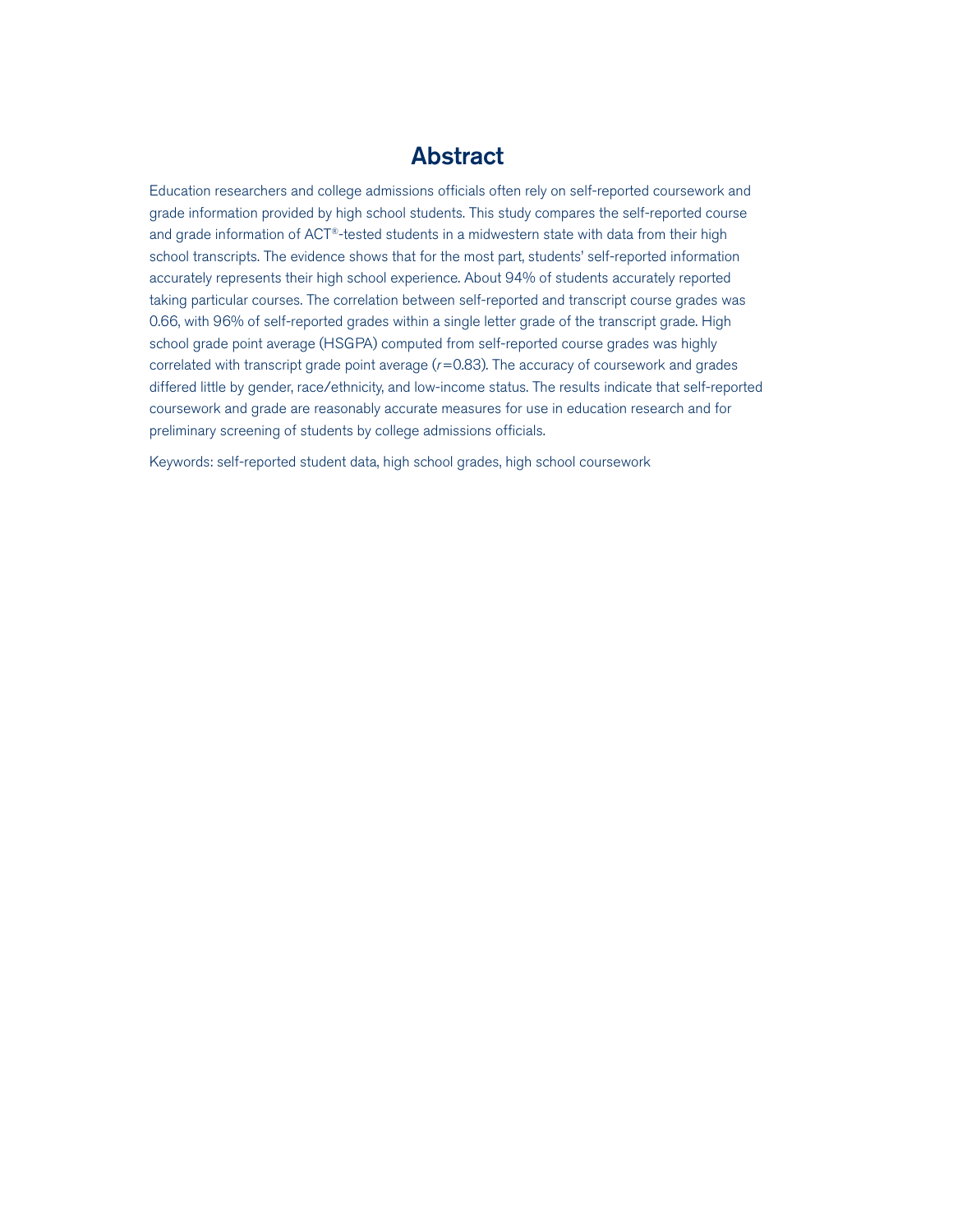# Abstract

Education researchers and college admissions officials often rely on self-reported coursework and grade information provided by high school students. This study compares the self-reported course and grade information of ACT®-tested students in a midwestern state with data from their high school transcripts. The evidence shows that for the most part, students' self-reported information accurately represents their high school experience. About 94% of students accurately reported taking particular courses. The correlation between self-reported and transcript course grades was 0.66, with 96% of self-reported grades within a single letter grade of the transcript grade. High school grade point average (HSGPA) computed from self-reported course grades was highly correlated with transcript grade point average ($r=0.83$). The accuracy of coursework and grades differed little by gender, race/ethnicity, and low-income status. The results indicate that self-reported coursework and grade are reasonably accurate measures for use in education research and for preliminary screening of students by college admissions officials.

Keywords: self-reported student data, high school grades, high school coursework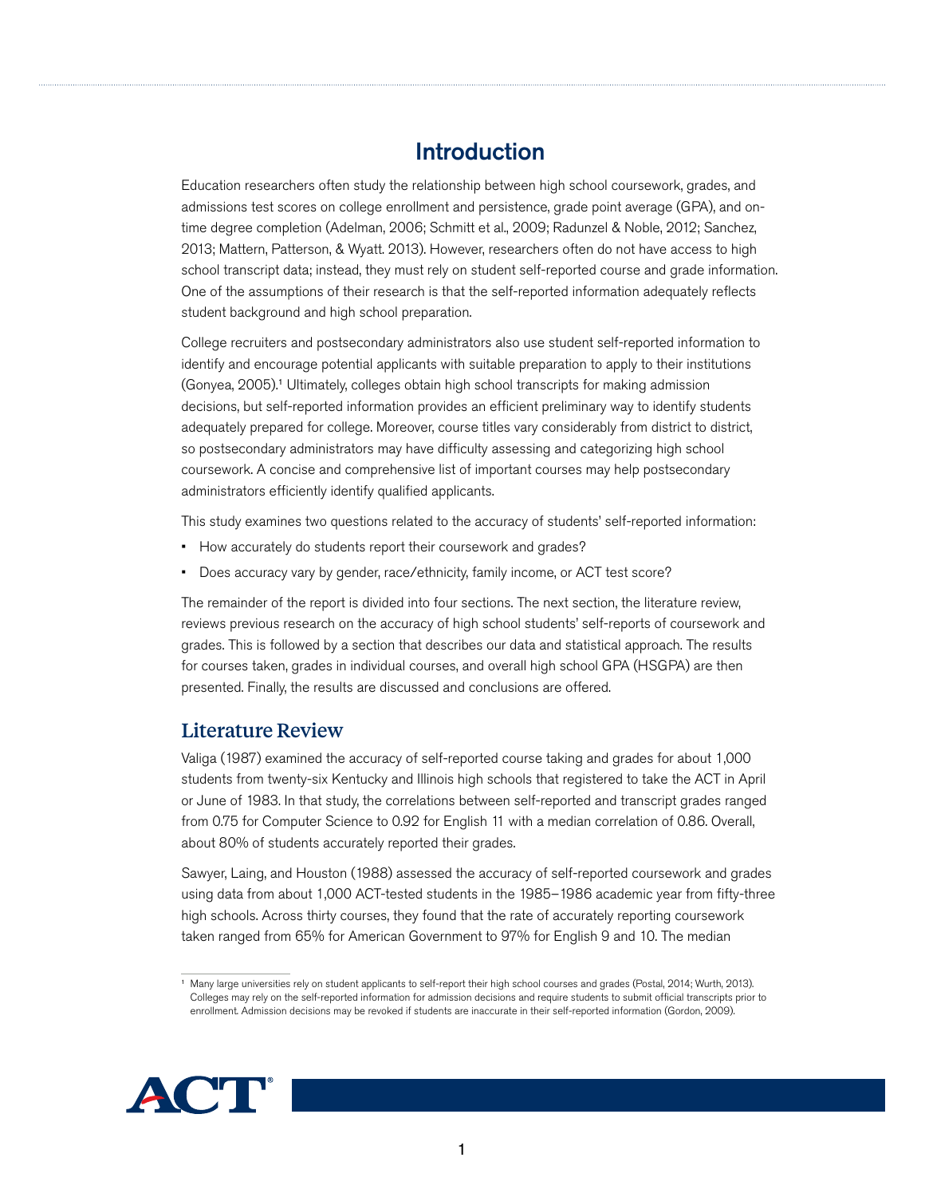# Introduction

Education researchers often study the relationship between high school coursework, grades, and admissions test scores on college enrollment and persistence, grade point average (GPA), and on-time degree completion (Adelman, 2006; Schmitt et al., 2009; Radunzel & Noble, 2012; Sanchez, 2013; Mattern, Patterson, & Wyatt. 2013). However, researchers often do not have access to high school transcript data; instead, they must rely on student self-reported course and grade information. One of the assumptions of their research is that the self-reported information adequately reflects student background and high school preparation.

College recruiters and postsecondary administrators also use student self-reported information to identify and encourage potential applicants with suitable preparation to apply to their institutions (Gonyea, 2005).[1] Ultimately, colleges obtain high school transcripts for making admission decisions, but self-reported information provides an efficient preliminary way to identify students adequately prepared for college. Moreover, course titles vary considerably from district to district, so postsecondary administrators may have difficulty assessing and categorizing high school coursework. A concise and comprehensive list of important courses may help postsecondary administrators efficiently identify qualified applicants.

This study examines two questions related to the accuracy of students' self-reported information:

- How accurately do students report their coursework and grades?
- Does accuracy vary by gender, race/ethnicity, family income, or ACT test score?

The remainder of the report is divided into four sections. The next section, the literature review, reviews previous research on the accuracy of high school students' self-reports of coursework and grades. This is followed by a section that describes our data and statistical approach. The results for courses taken, grades in individual courses, and overall high school GPA (HSGPA) are then presented. Finally, the results are discussed and conclusions are offered.

## Literature Review

Valiga (1987) examined the accuracy of self-reported course taking and grades for about 1,000 students from twenty-six Kentucky and Illinois high schools that registered to take the ACT in April or June of 1983. In that study, the correlations between self-reported and transcript grades ranged from 0.75 for Computer Science to 0.92 for English 11 with a median correlation of 0.86. Overall, about 80% of students accurately reported their grades.

Sawyer, Laing, and Houston (1988) assessed the accuracy of self-reported coursework and grades using data from about 1,000 ACT-tested students in the 1985–1986 academic year from fifty-three high schools. Across thirty courses, they found that the rate of accurately reporting coursework taken ranged from 65% for American Government to 97% for English 9 and 10. The median

[1] Many large universities rely on student applicants to self-report their high school courses and grades (Postal, 2014; Wurth, 2013). Colleges may rely on the self-reported information for admission decisions and require students to submit official transcripts prior to enrollment. Admission decisions may be revoked if students are inaccurate in their self-reported information (Gordon, 2009).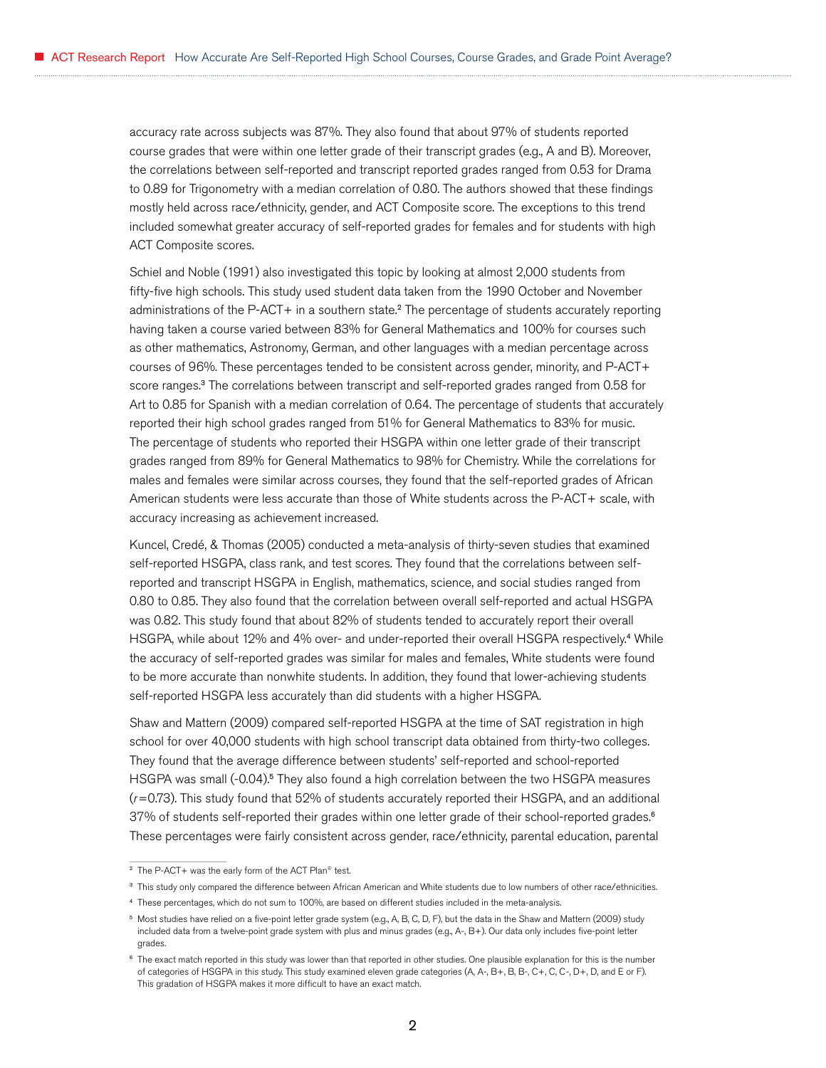accuracy rate across subjects was 87%. They also found that about 97% of students reported course grades that were within one letter grade of their transcript grades (e.g., A and B). Moreover, the correlations between self-reported and transcript reported grades ranged from 0.53 for Drama to 0.89 for Trigonometry with a median correlation of 0.80. The authors showed that these findings mostly held across race/ethnicity, gender, and ACT Composite score. The exceptions to this trend included somewhat greater accuracy of self-reported grades for females and for students with high ACT Composite scores.

Schiel and Noble (1991) also investigated this topic by looking at almost 2,000 students from fifty-five high schools. This study used student data taken from the 1990 October and November administrations of the P-ACT+ in a southern state.[2] The percentage of students accurately reporting having taken a course varied between 83% for General Mathematics and 100% for courses such as other mathematics, Astronomy, German, and other languages with a median percentage across courses of 96%. These percentages tended to be consistent across gender, minority, and P-ACT+ score ranges.[3] The correlations between transcript and self-reported grades ranged from 0.58 for Art to 0.85 for Spanish with a median correlation of 0.64. The percentage of students that accurately reported their high school grades ranged from 51% for General Mathematics to 83% for music. The percentage of students who reported their HSGPA within one letter grade of their transcript grades ranged from 89% for General Mathematics to 98% for Chemistry. While the correlations for males and females were similar across courses, they found that the self-reported grades of African American students were less accurate than those of White students across the P-ACT+ scale, with accuracy increasing as achievement increased.

Kuncel, Credé, & Thomas (2005) conducted a meta-analysis of thirty-seven studies that examined self-reported HSGPA, class rank, and test scores. They found that the correlations between self-reported and transcript HSGPA in English, mathematics, science, and social studies ranged from 0.80 to 0.85. They also found that the correlation between overall self-reported and actual HSGPA was 0.82. This study found that about 82% of students tended to accurately report their overall HSGPA, while about 12% and 4% over- and under-reported their overall HSGPA respectively.[4] While the accuracy of self-reported grades was similar for males and females, White students were found to be more accurate than nonwhite students. In addition, they found that lower-achieving students self-reported HSGPA less accurately than did students with a higher HSGPA.

Shaw and Mattern (2009) compared self-reported HSGPA at the time of SAT registration in high school for over 40,000 students with high school transcript data obtained from thirty-two colleges. They found that the average difference between students' self-reported and school-reported HSGPA was small (-0.04).[5] They also found a high correlation between the two HSGPA measures ($r$=0.73). This study found that 52% of students accurately reported their HSGPA, and an additional 37% of students self-reported their grades within one letter grade of their school-reported grades.[6] These percentages were fairly consistent across gender, race/ethnicity, parental education, parental

---

[2] The P-ACT+ was the early form of the ACT Plan® test.

[3] This study only compared the difference between African American and White students due to low numbers of other race/ethnicities.

[4] These percentages, which do not sum to 100%, are based on different studies included in the meta-analysis.

[5] Most studies have relied on a five-point letter grade system (e.g., A, B, C, D, F), but the data in the Shaw and Mattern (2009) study included data from a twelve-point grade system with plus and minus grades (e.g., A-, B+). Our data only includes five-point letter grades.

[6] The exact match reported in this study was lower than that reported in other studies. One plausible explanation for this is the number of categories of HSGPA in this study. This study examined eleven grade categories (A, A-, B+, B, B-, C+, C, C-, D+, D, and E or F). This gradation of HSGPA makes it more difficult to have an exact match.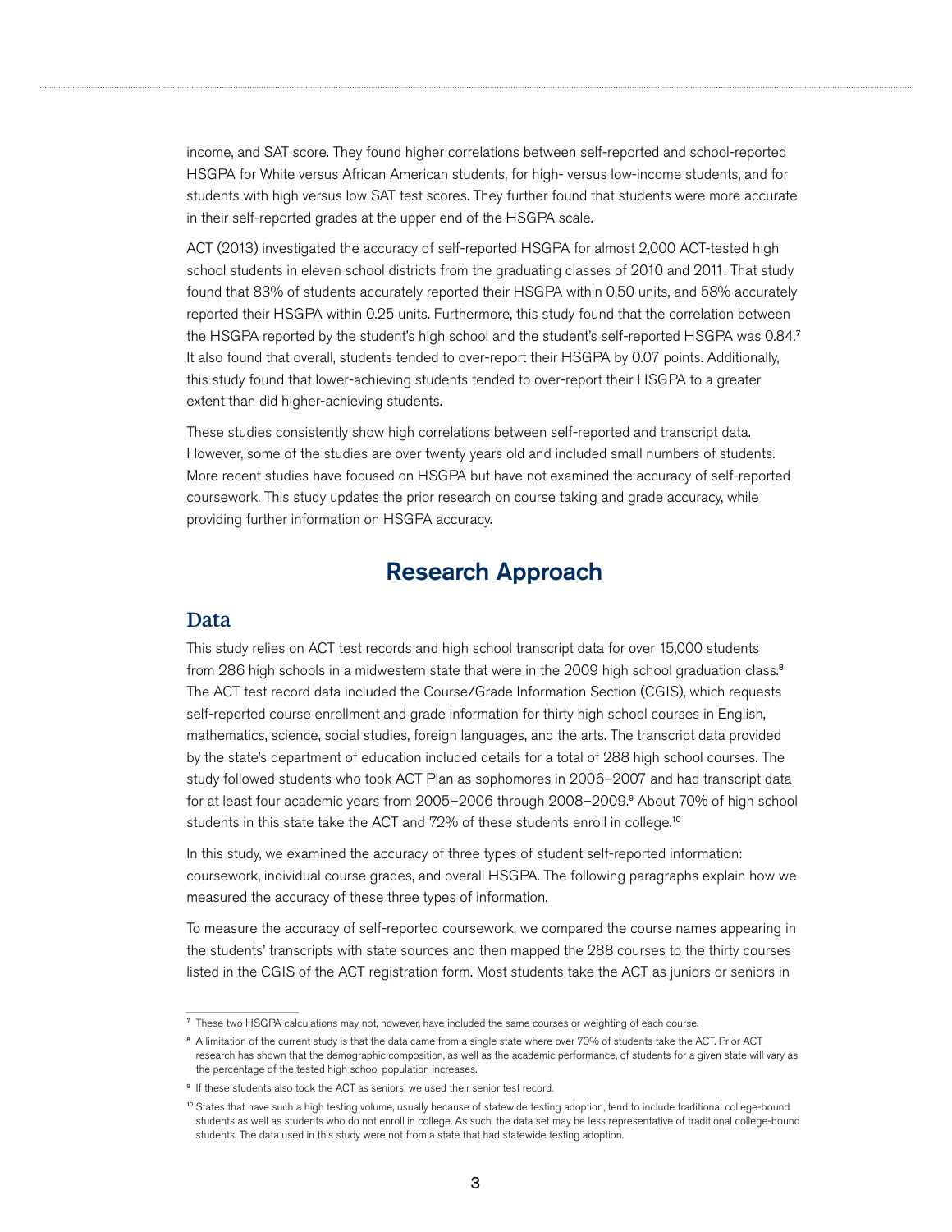income, and SAT score. They found higher correlations between self-reported and school-reported HSGPA for White versus African American students, for high- versus low-income students, and for students with high versus low SAT test scores. They further found that students were more accurate in their self-reported grades at the upper end of the HSGPA scale.

ACT (2013) investigated the accuracy of self-reported HSGPA for almost 2,000 ACT-tested high school students in eleven school districts from the graduating classes of 2010 and 2011. That study found that 83% of students accurately reported their HSGPA within 0.50 units, and 58% accurately reported their HSGPA within 0.25 units. Furthermore, this study found that the correlation between the HSGPA reported by the student's high school and the student's self-reported HSGPA was 0.84.[7] It also found that overall, students tended to over-report their HSGPA by 0.07 points. Additionally, this study found that lower-achieving students tended to over-report their HSGPA to a greater extent than did higher-achieving students.

These studies consistently show high correlations between self-reported and transcript data. However, some of the studies are over twenty years old and included small numbers of students. More recent studies have focused on HSGPA but have not examined the accuracy of self-reported coursework. This study updates the prior research on course taking and grade accuracy, while providing further information on HSGPA accuracy.

# Research Approach

## Data

This study relies on ACT test records and high school transcript data for over 15,000 students from 286 high schools in a midwestern state that were in the 2009 high school graduation class.[8] The ACT test record data included the Course/Grade Information Section (CGIS), which requests self-reported course enrollment and grade information for thirty high school courses in English, mathematics, science, social studies, foreign languages, and the arts. The transcript data provided by the state's department of education included details for a total of 288 high school courses. The study followed students who took ACT Plan as sophomores in 2006–2007 and had transcript data for at least four academic years from 2005–2006 through 2008–2009.[9] About 70% of high school students in this state take the ACT and 72% of these students enroll in college.[10]

In this study, we examined the accuracy of three types of student self-reported information: coursework, individual course grades, and overall HSGPA. The following paragraphs explain how we measured the accuracy of these three types of information.

To measure the accuracy of self-reported coursework, we compared the course names appearing in the students' transcripts with state sources and then mapped the 288 courses to the thirty courses listed in the CGIS of the ACT registration form. Most students take the ACT as juniors or seniors in

---

[7] These two HSGPA calculations may not, however, have included the same courses or weighting of each course.

[8] A limitation of the current study is that the data came from a single state where over 70% of students take the ACT. Prior ACT research has shown that the demographic composition, as well as the academic performance, of students for a given state will vary as the percentage of the tested high school population increases.

[9] If these students also took the ACT as seniors, we used their senior test record.

[10] States that have such a high testing volume, usually because of statewide testing adoption, tend to include traditional college-bound students as well as students who do not enroll in college. As such, the data set may be less representative of traditional college-bound students. The data used in this study were not from a state that had statewide testing adoption.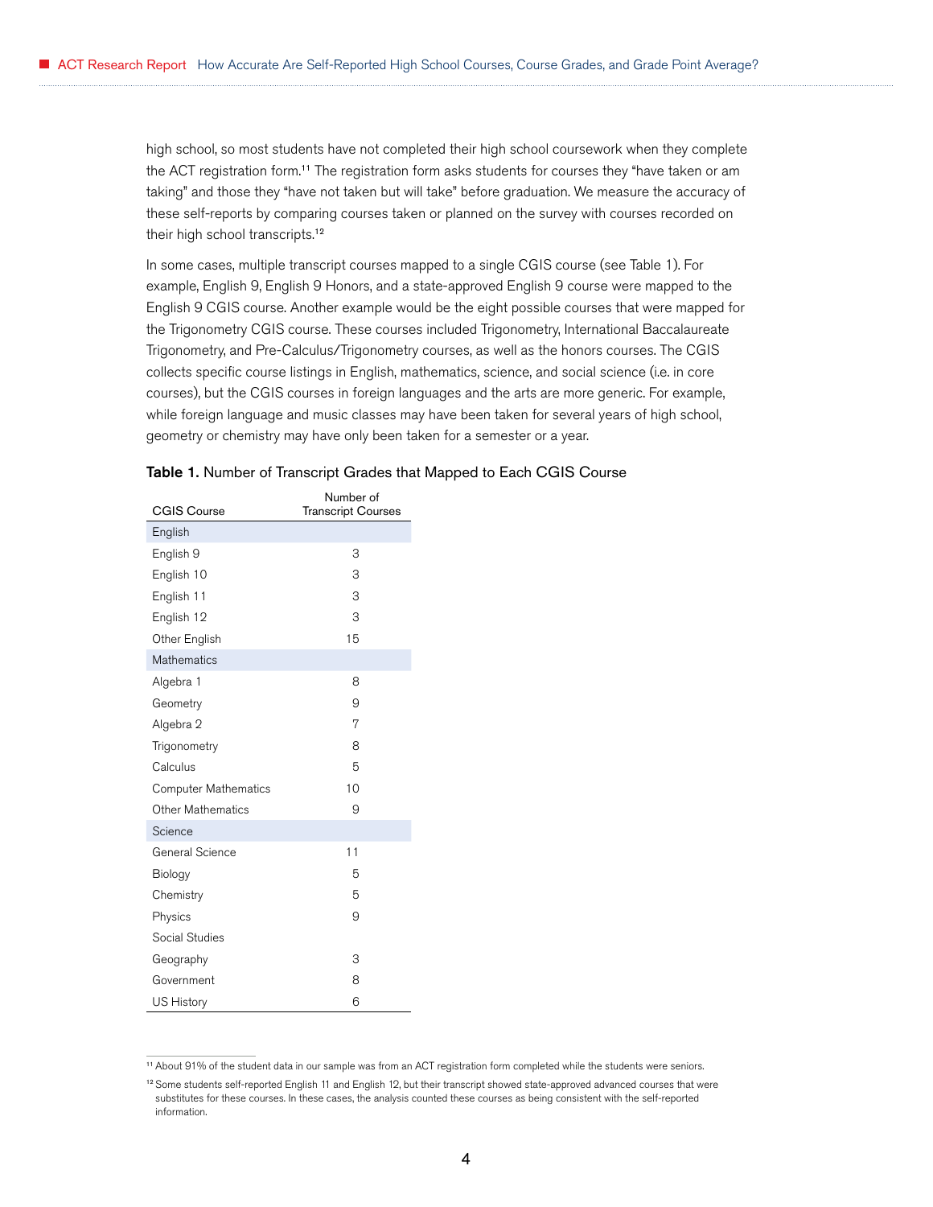high school, so most students have not completed their high school coursework when they complete the ACT registration form.[11] The registration form asks students for courses they "have taken or am taking" and those they "have not taken but will take" before graduation. We measure the accuracy of these self-reports by comparing courses taken or planned on the survey with courses recorded on their high school transcripts.[12]

In some cases, multiple transcript courses mapped to a single CGIS course (see Table 1). For example, English 9, English 9 Honors, and a state-approved English 9 course were mapped to the English 9 CGIS course. Another example would be the eight possible courses that were mapped for the Trigonometry CGIS course. These courses included Trigonometry, International Baccalaureate Trigonometry, and Pre-Calculus/Trigonometry courses, as well as the honors courses. The CGIS collects specific course listings in English, mathematics, science, and social science (i.e. in core courses), but the CGIS courses in foreign languages and the arts are more generic. For example, while foreign language and music classes may have been taken for several years of high school, geometry or chemistry may have only been taken for a semester or a year.

**Table 1.** Number of Transcript Grades that Mapped to Each CGIS Course

| CGIS Course | Number of Transcript Courses |
|---|---|
| English | |
| English 9 | 3 |
| English 10 | 3 |
| English 11 | 3 |
| English 12 | 3 |
| Other English | 15 |
| Mathematics | |
| Algebra 1 | 8 |
| Geometry | 9 |
| Algebra 2 | 7 |
| Trigonometry | 8 |
| Calculus | 5 |
| Computer Mathematics | 10 |
| Other Mathematics | 9 |
| Science | |
| General Science | 11 |
| Biology | 5 |
| Chemistry | 5 |
| Physics | 9 |
| Social Studies | |
| Geography | 3 |
| Government | 8 |
| US History | 6 |

[11] About 91% of the student data in our sample was from an ACT registration form completed while the students were seniors.

[12] Some students self-reported English 11 and English 12, but their transcript showed state-approved advanced courses that were substitutes for these courses. In these cases, the analysis counted these courses as being consistent with the self-reported information.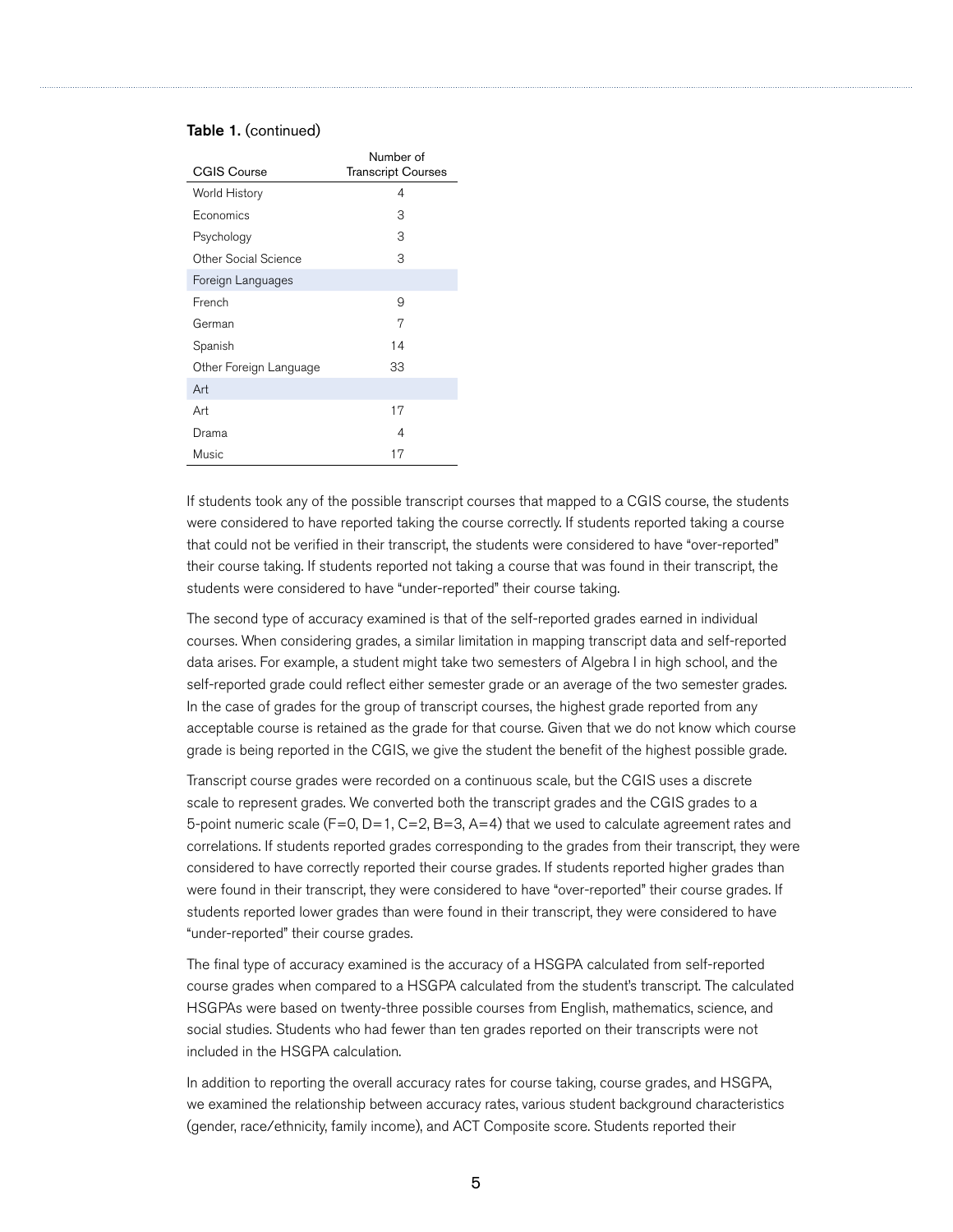**Table 1.** (continued)

| CGIS Course | Number of Transcript Courses |
|---|---|
| World History | 4 |
| Economics | 3 |
| Psychology | 3 |
| Other Social Science | 3 |
| Foreign Languages | |
| French | 9 |
| German | 7 |
| Spanish | 14 |
| Other Foreign Language | 33 |
| Art | |
| Art | 17 |
| Drama | 4 |
| Music | 17 |

If students took any of the possible transcript courses that mapped to a CGIS course, the students were considered to have reported taking the course correctly. If students reported taking a course that could not be verified in their transcript, the students were considered to have "over-reported" their course taking. If students reported not taking a course that was found in their transcript, the students were considered to have "under-reported" their course taking.

The second type of accuracy examined is that of the self-reported grades earned in individual courses. When considering grades, a similar limitation in mapping transcript data and self-reported data arises. For example, a student might take two semesters of Algebra I in high school, and the self-reported grade could reflect either semester grade or an average of the two semester grades. In the case of grades for the group of transcript courses, the highest grade reported from any acceptable course is retained as the grade for that course. Given that we do not know which course grade is being reported in the CGIS, we give the student the benefit of the highest possible grade.

Transcript course grades were recorded on a continuous scale, but the CGIS uses a discrete scale to represent grades. We converted both the transcript grades and the CGIS grades to a 5-point numeric scale (F=0, D=1, C=2, B=3, A=4) that we used to calculate agreement rates and correlations. If students reported grades corresponding to the grades from their transcript, they were considered to have correctly reported their course grades. If students reported higher grades than were found in their transcript, they were considered to have "over-reported" their course grades. If students reported lower grades than were found in their transcript, they were considered to have "under-reported" their course grades.

The final type of accuracy examined is the accuracy of a HSGPA calculated from self-reported course grades when compared to a HSGPA calculated from the student's transcript. The calculated HSGPAs were based on twenty-three possible courses from English, mathematics, science, and social studies. Students who had fewer than ten grades reported on their transcripts were not included in the HSGPA calculation.

In addition to reporting the overall accuracy rates for course taking, course grades, and HSGPA, we examined the relationship between accuracy rates, various student background characteristics (gender, race/ethnicity, family income), and ACT Composite score. Students reported their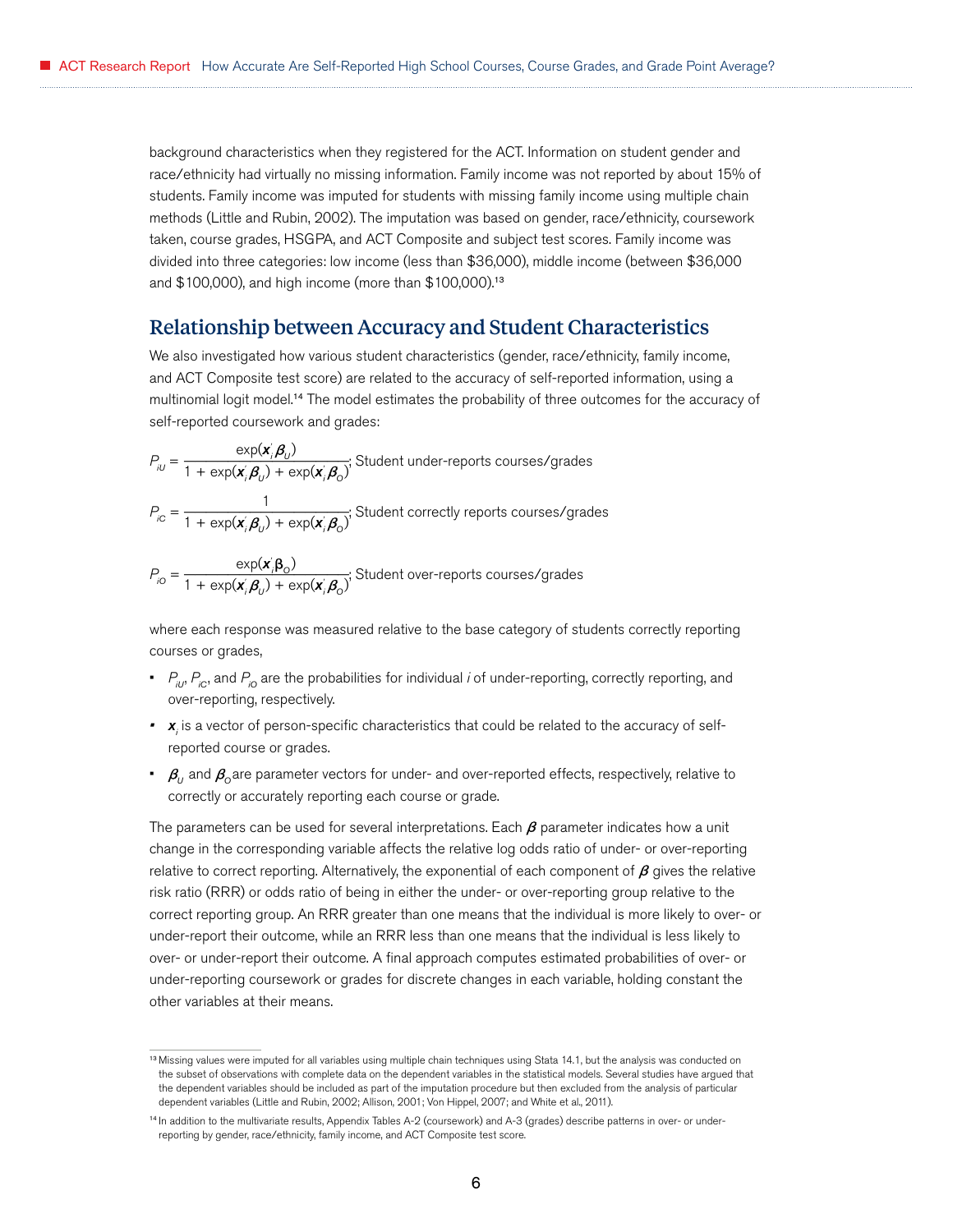background characteristics when they registered for the ACT. Information on student gender and race/ethnicity had virtually no missing information. Family income was not reported by about 15% of students. Family income was imputed for students with missing family income using multiple chain methods (Little and Rubin, 2002). The imputation was based on gender, race/ethnicity, coursework taken, course grades, HSGPA, and ACT Composite and subject test scores. Family income was divided into three categories: low income (less than $36,000), middle income (between $36,000 and $100,000), and high income (more than $100,000).[13]

## Relationship between Accuracy and Student Characteristics

We also investigated how various student characteristics (gender, race/ethnicity, family income, and ACT Composite test score) are related to the accuracy of self-reported information, using a multinomial logit model.[14] The model estimates the probability of three outcomes for the accuracy of self-reported coursework and grades:

$$P_{iU} = \frac{\exp(\boldsymbol{x}_i' \boldsymbol{\beta}_U)}{1 + \exp(\boldsymbol{x}_i' \boldsymbol{\beta}_U) + \exp(\boldsymbol{x}_i' \boldsymbol{\beta}_O)}; \text{ Student under-reports courses/grades}$$

$$P_{iC} = \frac{1}{1 + \exp(\boldsymbol{x}_i' \boldsymbol{\beta}_U) + \exp(\boldsymbol{x}_i' \boldsymbol{\beta}_O)}; \text{ Student correctly reports courses/grades}$$

$$P_{iO} = \frac{\exp(\boldsymbol{x}_i' \beta_O)}{1 + \exp(\boldsymbol{x}_i' \boldsymbol{\beta}_U) + \exp(\boldsymbol{x}_i' \boldsymbol{\beta}_O)}; \text{ Student over-reports courses/grades}$$

where each response was measured relative to the base category of students correctly reporting courses or grades,

- $P_{iU}$, $P_{iC}$, and $P_{iO}$ are the probabilities for individual *i* of under-reporting, correctly reporting, and over-reporting, respectively.
- $\boldsymbol{x}_i$ is a vector of person-specific characteristics that could be related to the accuracy of self-reported course or grades.
- $\boldsymbol{\beta}_U$ and $\boldsymbol{\beta}_O$ are parameter vectors for under- and over-reported effects, respectively, relative to correctly or accurately reporting each course or grade.

The parameters can be used for several interpretations. Each $\boldsymbol{\beta}$ parameter indicates how a unit change in the corresponding variable affects the relative log odds ratio of under- or over-reporting relative to correct reporting. Alternatively, the exponential of each component of $\boldsymbol{\beta}$ gives the relative risk ratio (RRR) or odds ratio of being in either the under- or over-reporting group relative to the correct reporting group. An RRR greater than one means that the individual is more likely to over- or under-report their outcome, while an RRR less than one means that the individual is less likely to over- or under-report their outcome. A final approach computes estimated probabilities of over- or under-reporting coursework or grades for discrete changes in each variable, holding constant the other variables at their means.

[13] Missing values were imputed for all variables using multiple chain techniques using Stata 14.1, but the analysis was conducted on the subset of observations with complete data on the dependent variables in the statistical models. Several studies have argued that the dependent variables should be included as part of the imputation procedure but then excluded from the analysis of particular dependent variables (Little and Rubin, 2002; Allison, 2001; Von Hippel, 2007; and White et al., 2011).

[14] In addition to the multivariate results, Appendix Tables A-2 (coursework) and A-3 (grades) describe patterns in over- or under-reporting by gender, race/ethnicity, family income, and ACT Composite test score.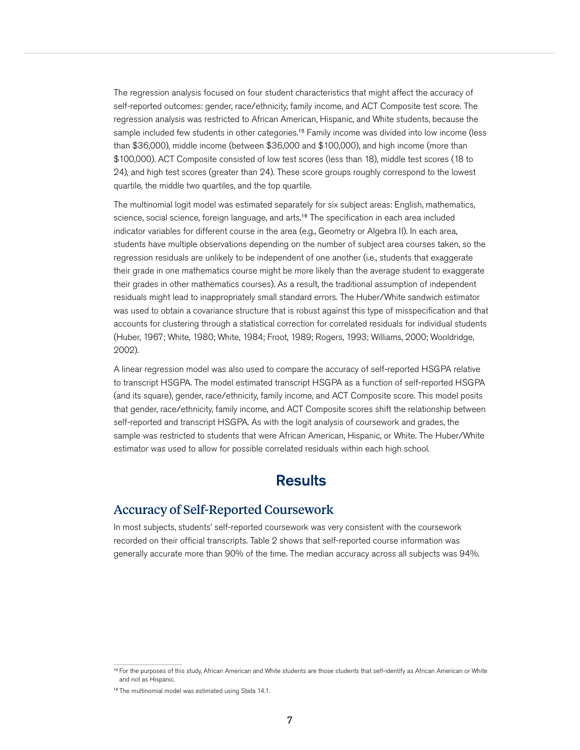The regression analysis focused on four student characteristics that might affect the accuracy of self-reported outcomes: gender, race/ethnicity, family income, and ACT Composite test score. The regression analysis was restricted to African American, Hispanic, and White students, because the sample included few students in other categories.[15] Family income was divided into low income (less than $36,000), middle income (between $36,000 and $100,000), and high income (more than $100,000). ACT Composite consisted of low test scores (less than 18), middle test scores (18 to 24), and high test scores (greater than 24). These score groups roughly correspond to the lowest quartile, the middle two quartiles, and the top quartile.

The multinomial logit model was estimated separately for six subject areas: English, mathematics, science, social science, foreign language, and arts.[16] The specification in each area included indicator variables for different course in the area (e.g., Geometry or Algebra II). In each area, students have multiple observations depending on the number of subject area courses taken, so the regression residuals are unlikely to be independent of one another (i.e., students that exaggerate their grade in one mathematics course might be more likely than the average student to exaggerate their grades in other mathematics courses). As a result, the traditional assumption of independent residuals might lead to inappropriately small standard errors. The Huber/White sandwich estimator was used to obtain a covariance structure that is robust against this type of misspecification and that accounts for clustering through a statistical correction for correlated residuals for individual students (Huber, 1967; White, 1980; White, 1984; Froot, 1989; Rogers, 1993; Williams, 2000; Wooldridge, 2002).

A linear regression model was also used to compare the accuracy of self-reported HSGPA relative to transcript HSGPA. The model estimated transcript HSGPA as a function of self-reported HSGPA (and its square), gender, race/ethnicity, family income, and ACT Composite score. This model posits that gender, race/ethnicity, family income, and ACT Composite scores shift the relationship between self-reported and transcript HSGPA. As with the logit analysis of coursework and grades, the sample was restricted to students that were African American, Hispanic, or White. The Huber/White estimator was used to allow for possible correlated residuals within each high school.

# Results

## Accuracy of Self-Reported Coursework

In most subjects, students' self-reported coursework was very consistent with the coursework recorded on their official transcripts. Table 2 shows that self-reported course information was generally accurate more than 90% of the time. The median accuracy across all subjects was 94%.

[15] For the purposes of this study, African American and White students are those students that self-identify as African American or White and not as Hispanic.

[16] The multinomial model was estimated using Stata 14.1.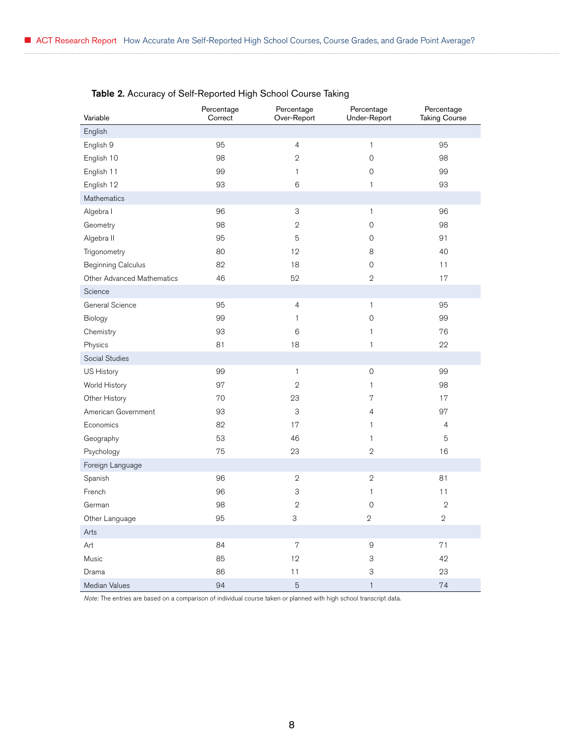**Table 2.** Accuracy of Self-Reported High School Course Taking

| Variable | Percentage Correct | Percentage Over-Report | Percentage Under-Report | Percentage Taking Course |
|---|---|---|---|---|
| English | | | | |
| English 9 | 95 | 4 | 1 | 95 |
| English 10 | 98 | 2 | 0 | 98 |
| English 11 | 99 | 1 | 0 | 99 |
| English 12 | 93 | 6 | 1 | 93 |
| Mathematics | | | | |
| Algebra I | 96 | 3 | 1 | 96 |
| Geometry | 98 | 2 | 0 | 98 |
| Algebra II | 95 | 5 | 0 | 91 |
| Trigonometry | 80 | 12 | 8 | 40 |
| Beginning Calculus | 82 | 18 | 0 | 11 |
| Other Advanced Mathematics | 46 | 52 | 2 | 17 |
| Science | | | | |
| General Science | 95 | 4 | 1 | 95 |
| Biology | 99 | 1 | 0 | 99 |
| Chemistry | 93 | 6 | 1 | 76 |
| Physics | 81 | 18 | 1 | 22 |
| Social Studies | | | | |
| US History | 99 | 1 | 0 | 99 |
| World History | 97 | 2 | 1 | 98 |
| Other History | 70 | 23 | 7 | 17 |
| American Government | 93 | 3 | 4 | 97 |
| Economics | 82 | 17 | 1 | 4 |
| Geography | 53 | 46 | 1 | 5 |
| Psychology | 75 | 23 | 2 | 16 |
| Foreign Language | | | | |
| Spanish | 96 | 2 | 2 | 81 |
| French | 96 | 3 | 1 | 11 |
| German | 98 | 2 | 0 | 2 |
| Other Language | 95 | 3 | 2 | 2 |
| Arts | | | | |
| Art | 84 | 7 | 9 | 71 |
| Music | 85 | 12 | 3 | 42 |
| Drama | 86 | 11 | 3 | 23 |
| Median Values | 94 | 5 | 1 | 74 |

*Note:* The entries are based on a comparison of individual course taken or planned with high school transcript data.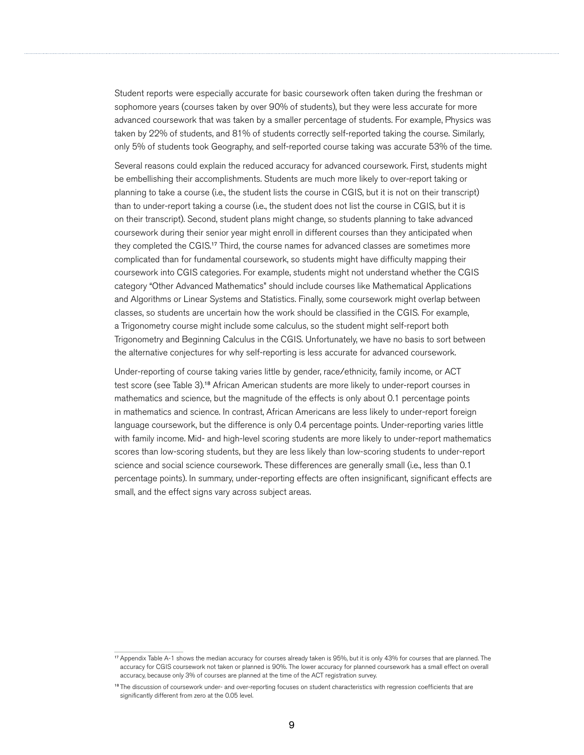Student reports were especially accurate for basic coursework often taken during the freshman or sophomore years (courses taken by over 90% of students), but they were less accurate for more advanced coursework that was taken by a smaller percentage of students. For example, Physics was taken by 22% of students, and 81% of students correctly self-reported taking the course. Similarly, only 5% of students took Geography, and self-reported course taking was accurate 53% of the time.

Several reasons could explain the reduced accuracy for advanced coursework. First, students might be embellishing their accomplishments. Students are much more likely to over-report taking or planning to take a course (i.e., the student lists the course in CGIS, but it is not on their transcript) than to under-report taking a course (i.e., the student does not list the course in CGIS, but it is on their transcript). Second, student plans might change, so students planning to take advanced coursework during their senior year might enroll in different courses than they anticipated when they completed the CGIS.[17] Third, the course names for advanced classes are sometimes more complicated than for fundamental coursework, so students might have difficulty mapping their coursework into CGIS categories. For example, students might not understand whether the CGIS category "Other Advanced Mathematics" should include courses like Mathematical Applications and Algorithms or Linear Systems and Statistics. Finally, some coursework might overlap between classes, so students are uncertain how the work should be classified in the CGIS. For example, a Trigonometry course might include some calculus, so the student might self-report both Trigonometry and Beginning Calculus in the CGIS. Unfortunately, we have no basis to sort between the alternative conjectures for why self-reporting is less accurate for advanced coursework.

Under-reporting of course taking varies little by gender, race/ethnicity, family income, or ACT test score (see Table 3).[18] African American students are more likely to under-report courses in mathematics and science, but the magnitude of the effects is only about 0.1 percentage points in mathematics and science. In contrast, African Americans are less likely to under-report foreign language coursework, but the difference is only 0.4 percentage points. Under-reporting varies little with family income. Mid- and high-level scoring students are more likely to under-report mathematics scores than low-scoring students, but they are less likely than low-scoring students to under-report science and social science coursework. These differences are generally small (i.e., less than 0.1 percentage points). In summary, under-reporting effects are often insignificant, significant effects are small, and the effect signs vary across subject areas.

---

[17] Appendix Table A-1 shows the median accuracy for courses already taken is 95%, but it is only 43% for courses that are planned. The accuracy for CGIS coursework not taken or planned is 90%. The lower accuracy for planned coursework has a small effect on overall accuracy, because only 3% of courses are planned at the time of the ACT registration survey.

[18] The discussion of coursework under- and over-reporting focuses on student characteristics with regression coefficients that are significantly different from zero at the 0.05 level.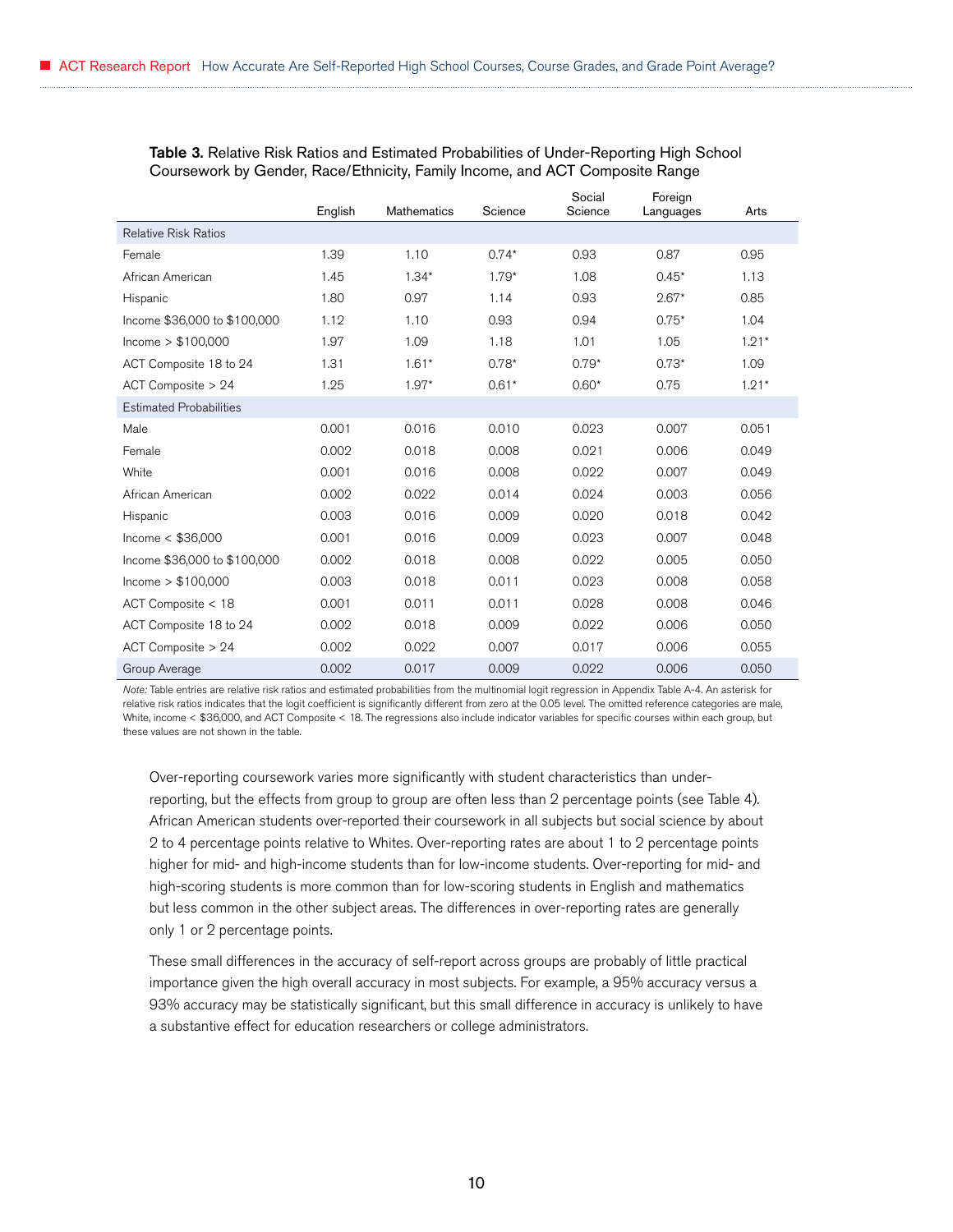**Table 3.** Relative Risk Ratios and Estimated Probabilities of Under-Reporting High School Coursework by Gender, Race/Ethnicity, Family Income, and ACT Composite Range

| | English | Mathematics | Science | Social Science | Foreign Languages | Arts |
|---|---|---|---|---|---|---|
| Relative Risk Ratios | | | | | | |
| Female | 1.39 | 1.10 | 0.74* | 0.93 | 0.87 | 0.95 |
| African American | 1.45 | 1.34* | 1.79* | 1.08 | 0.45* | 1.13 |
| Hispanic | 1.80 | 0.97 | 1.14 | 0.93 | 2.67* | 0.85 |
| Income $36,000 to $100,000 | 1.12 | 1.10 | 0.93 | 0.94 | 0.75* | 1.04 |
| Income > $100,000 | 1.97 | 1.09 | 1.18 | 1.01 | 1.05 | 1.21* |
| ACT Composite 18 to 24 | 1.31 | 1.61* | 0.78* | 0.79* | 0.73* | 1.09 |
| ACT Composite > 24 | 1.25 | 1.97* | 0.61* | 0.60* | 0.75 | 1.21* |
| Estimated Probabilities | | | | | | |
| Male | 0.001 | 0.016 | 0.010 | 0.023 | 0.007 | 0.051 |
| Female | 0.002 | 0.018 | 0.008 | 0.021 | 0.006 | 0.049 |
| White | 0.001 | 0.016 | 0.008 | 0.022 | 0.007 | 0.049 |
| African American | 0.002 | 0.022 | 0.014 | 0.024 | 0.003 | 0.056 |
| Hispanic | 0.003 | 0.016 | 0.009 | 0.020 | 0.018 | 0.042 |
| Income < $36,000 | 0.001 | 0.016 | 0.009 | 0.023 | 0.007 | 0.048 |
| Income $36,000 to $100,000 | 0.002 | 0.018 | 0.008 | 0.022 | 0.005 | 0.050 |
| Income > $100,000 | 0.003 | 0.018 | 0.011 | 0.023 | 0.008 | 0.058 |
| ACT Composite < 18 | 0.001 | 0.011 | 0.011 | 0.028 | 0.008 | 0.046 |
| ACT Composite 18 to 24 | 0.002 | 0.018 | 0.009 | 0.022 | 0.006 | 0.050 |
| ACT Composite > 24 | 0.002 | 0.022 | 0.007 | 0.017 | 0.006 | 0.055 |
| Group Average | 0.002 | 0.017 | 0.009 | 0.022 | 0.006 | 0.050 |

*Note:* Table entries are relative risk ratios and estimated probabilities from the multinomial logit regression in Appendix Table A-4. An asterisk for relative risk ratios indicates that the logit coefficient is significantly different from zero at the 0.05 level. The omitted reference categories are male, White, income < $36,000, and ACT Composite < 18. The regressions also include indicator variables for specific courses within each group, but these values are not shown in the table.

Over-reporting coursework varies more significantly with student characteristics than under-reporting, but the effects from group to group are often less than 2 percentage points (see Table 4). African American students over-reported their coursework in all subjects but social science by about 2 to 4 percentage points relative to Whites. Over-reporting rates are about 1 to 2 percentage points higher for mid- and high-income students than for low-income students. Over-reporting for mid- and high-scoring students is more common than for low-scoring students in English and mathematics but less common in the other subject areas. The differences in over-reporting rates are generally only 1 or 2 percentage points.

These small differences in the accuracy of self-report across groups are probably of little practical importance given the high overall accuracy in most subjects. For example, a 95% accuracy versus a 93% accuracy may be statistically significant, but this small difference in accuracy is unlikely to have a substantive effect for education researchers or college administrators.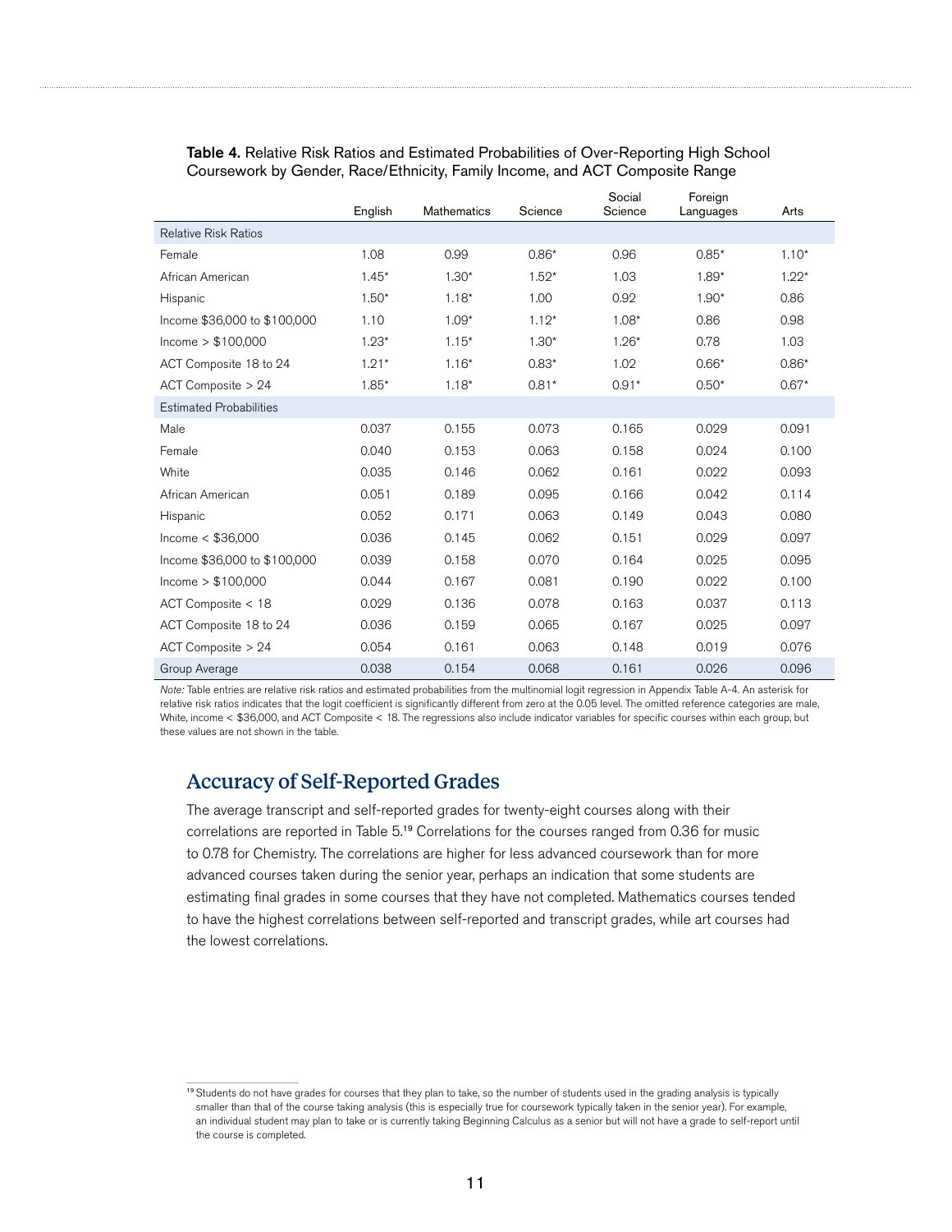**Table 4.** Relative Risk Ratios and Estimated Probabilities of Over-Reporting High School Coursework by Gender, Race/Ethnicity, Family Income, and ACT Composite Range

| | English | Mathematics | Science | Social Science | Foreign Languages | Arts |
|---|---|---|---|---|---|---|
| Relative Risk Ratios | | | | | | |
| Female | 1.08 | 0.99 | 0.86* | 0.96 | 0.85* | 1.10* |
| African American | 1.45* | 1.30* | 1.52* | 1.03 | 1.89* | 1.22* |
| Hispanic | 1.50* | 1.18* | 1.00 | 0.92 | 1.90* | 0.86 |
| Income $36,000 to $100,000 | 1.10 | 1.09* | 1.12* | 1.08* | 0.86 | 0.98 |
| Income > $100,000 | 1.23* | 1.15* | 1.30* | 1.26* | 0.78 | 1.03 |
| ACT Composite 18 to 24 | 1.21* | 1.16* | 0.83* | 1.02 | 0.66* | 0.86* |
| ACT Composite > 24 | 1.85* | 1.18* | 0.81* | 0.91* | 0.50* | 0.67* |
| Estimated Probabilities | | | | | | |
| Male | 0.037 | 0.155 | 0.073 | 0.165 | 0.029 | 0.091 |
| Female | 0.040 | 0.153 | 0.063 | 0.158 | 0.024 | 0.100 |
| White | 0.035 | 0.146 | 0.062 | 0.161 | 0.022 | 0.093 |
| African American | 0.051 | 0.189 | 0.095 | 0.166 | 0.042 | 0.114 |
| Hispanic | 0.052 | 0.171 | 0.063 | 0.149 | 0.043 | 0.080 |
| Income < $36,000 | 0.036 | 0.145 | 0.062 | 0.151 | 0.029 | 0.097 |
| Income $36,000 to $100,000 | 0.039 | 0.158 | 0.070 | 0.164 | 0.025 | 0.095 |
| Income > $100,000 | 0.044 | 0.167 | 0.081 | 0.190 | 0.022 | 0.100 |
| ACT Composite < 18 | 0.029 | 0.136 | 0.078 | 0.163 | 0.037 | 0.113 |
| ACT Composite 18 to 24 | 0.036 | 0.159 | 0.065 | 0.167 | 0.025 | 0.097 |
| ACT Composite > 24 | 0.054 | 0.161 | 0.063 | 0.148 | 0.019 | 0.076 |
| Group Average | 0.038 | 0.154 | 0.068 | 0.161 | 0.026 | 0.096 |

*Note:* Table entries are relative risk ratios and estimated probabilities from the multinomial logit regression in Appendix Table A-4. An asterisk for relative risk ratios indicates that the logit coefficient is significantly different from zero at the 0.05 level. The omitted reference categories are male, White, income < $36,000, and ACT Composite < 18. The regressions also include indicator variables for specific courses within each group, but these values are not shown in the table.

## Accuracy of Self-Reported Grades

The average transcript and self-reported grades for twenty-eight courses along with their correlations are reported in Table 5.[19] Correlations for the courses ranged from 0.36 for music to 0.78 for Chemistry. The correlations are higher for less advanced coursework than for more advanced courses taken during the senior year, perhaps an indication that some students are estimating final grades in some courses that they have not completed. Mathematics courses tended to have the highest correlations between self-reported and transcript grades, while art courses had the lowest correlations.

[19] Students do not have grades for courses that they plan to take, so the number of students used in the grading analysis is typically smaller than that of the course taking analysis (this is especially true for coursework typically taken in the senior year). For example, an individual student may plan to take or is currently taking Beginning Calculus as a senior but will not have a grade to self-report until the course is completed.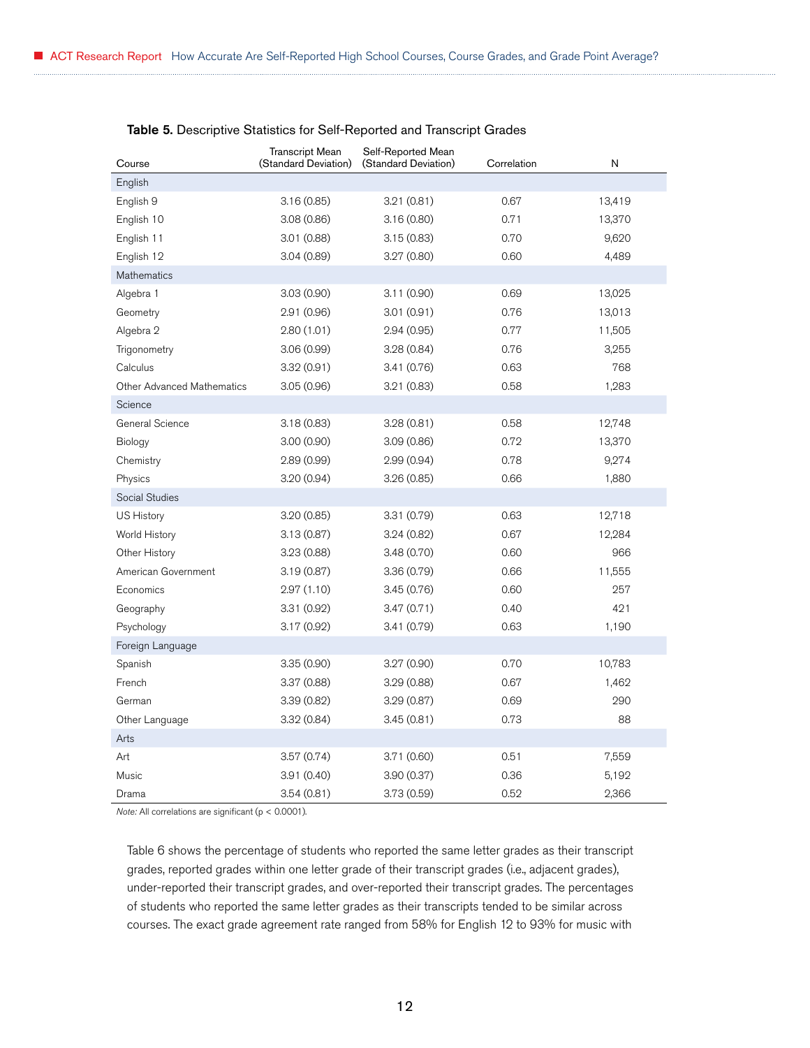**Table 5.** Descriptive Statistics for Self-Reported and Transcript Grades

| Course | Transcript Mean (Standard Deviation) | Self-Reported Mean (Standard Deviation) | Correlation | N |
|---|---|---|---|---|
| English | | | | |
| English 9 | 3.16 (0.85) | 3.21 (0.81) | 0.67 | 13,419 |
| English 10 | 3.08 (0.86) | 3.16 (0.80) | 0.71 | 13,370 |
| English 11 | 3.01 (0.88) | 3.15 (0.83) | 0.70 | 9,620 |
| English 12 | 3.04 (0.89) | 3.27 (0.80) | 0.60 | 4,489 |
| Mathematics | | | | |
| Algebra 1 | 3.03 (0.90) | 3.11 (0.90) | 0.69 | 13,025 |
| Geometry | 2.91 (0.96) | 3.01 (0.91) | 0.76 | 13,013 |
| Algebra 2 | 2.80 (1.01) | 2.94 (0.95) | 0.77 | 11,505 |
| Trigonometry | 3.06 (0.99) | 3.28 (0.84) | 0.76 | 3,255 |
| Calculus | 3.32 (0.91) | 3.41 (0.76) | 0.63 | 768 |
| Other Advanced Mathematics | 3.05 (0.96) | 3.21 (0.83) | 0.58 | 1,283 |
| Science | | | | |
| General Science | 3.18 (0.83) | 3.28 (0.81) | 0.58 | 12,748 |
| Biology | 3.00 (0.90) | 3.09 (0.86) | 0.72 | 13,370 |
| Chemistry | 2.89 (0.99) | 2.99 (0.94) | 0.78 | 9,274 |
| Physics | 3.20 (0.94) | 3.26 (0.85) | 0.66 | 1,880 |
| Social Studies | | | | |
| US History | 3.20 (0.85) | 3.31 (0.79) | 0.63 | 12,718 |
| World History | 3.13 (0.87) | 3.24 (0.82) | 0.67 | 12,284 |
| Other History | 3.23 (0.88) | 3.48 (0.70) | 0.60 | 966 |
| American Government | 3.19 (0.87) | 3.36 (0.79) | 0.66 | 11,555 |
| Economics | 2.97 (1.10) | 3.45 (0.76) | 0.60 | 257 |
| Geography | 3.31 (0.92) | 3.47 (0.71) | 0.40 | 421 |
| Psychology | 3.17 (0.92) | 3.41 (0.79) | 0.63 | 1,190 |
| Foreign Language | | | | |
| Spanish | 3.35 (0.90) | 3.27 (0.90) | 0.70 | 10,783 |
| French | 3.37 (0.88) | 3.29 (0.88) | 0.67 | 1,462 |
| German | 3.39 (0.82) | 3.29 (0.87) | 0.69 | 290 |
| Other Language | 3.32 (0.84) | 3.45 (0.81) | 0.73 | 88 |
| Arts | | | | |
| Art | 3.57 (0.74) | 3.71 (0.60) | 0.51 | 7,559 |
| Music | 3.91 (0.40) | 3.90 (0.37) | 0.36 | 5,192 |
| Drama | 3.54 (0.81) | 3.73 (0.59) | 0.52 | 2,366 |

*Note:* All correlations are significant ($p < 0.0001$).

Table 6 shows the percentage of students who reported the same letter grades as their transcript grades, reported grades within one letter grade of their transcript grades (i.e., adjacent grades), under-reported their transcript grades, and over-reported their transcript grades. The percentages of students who reported the same letter grades as their transcripts tended to be similar across courses. The exact grade agreement rate ranged from 58% for English 12 to 93% for music with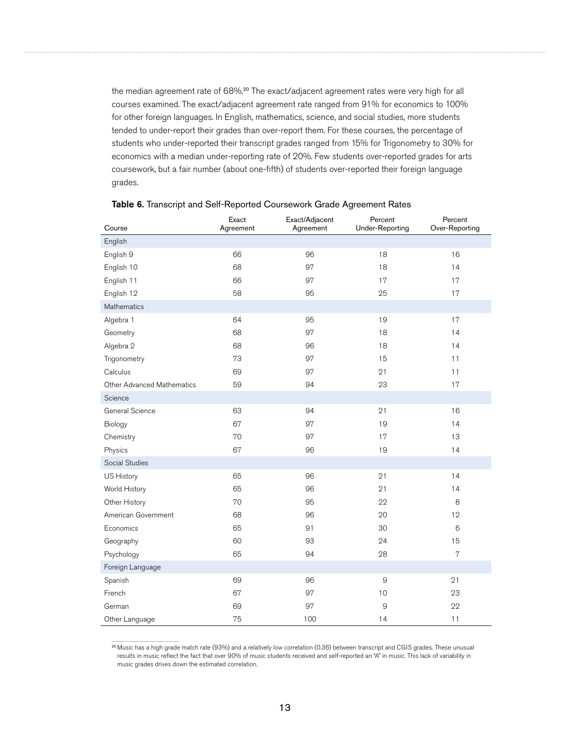the median agreement rate of 68%.[20] The exact/adjacent agreement rates were very high for all courses examined. The exact/adjacent agreement rate ranged from 91% for economics to 100% for other foreign languages. In English, mathematics, science, and social studies, more students tended to under-report their grades than over-report them. For these courses, the percentage of students who under-reported their transcript grades ranged from 15% for Trigonometry to 30% for economics with a median under-reporting rate of 20%. Few students over-reported grades for arts coursework, but a fair number (about one-fifth) of students over-reported their foreign language grades.

**Table 6.** Transcript and Self-Reported Coursework Grade Agreement Rates

| Course | Exact Agreement | Exact/Adjacent Agreement | Percent Under-Reporting | Percent Over-Reporting |
|---|---|---|---|---|
| English | | | | |
| English 9 | 66 | 96 | 18 | 16 |
| English 10 | 68 | 97 | 18 | 14 |
| English 11 | 66 | 97 | 17 | 17 |
| English 12 | 58 | 95 | 25 | 17 |
| Mathematics | | | | |
| Algebra 1 | 64 | 95 | 19 | 17 |
| Geometry | 68 | 97 | 18 | 14 |
| Algebra 2 | 68 | 96 | 18 | 14 |
| Trigonometry | 73 | 97 | 15 | 11 |
| Calculus | 69 | 97 | 21 | 11 |
| Other Advanced Mathematics | 59 | 94 | 23 | 17 |
| Science | | | | |
| General Science | 63 | 94 | 21 | 16 |
| Biology | 67 | 97 | 19 | 14 |
| Chemistry | 70 | 97 | 17 | 13 |
| Physics | 67 | 96 | 19 | 14 |
| Social Studies | | | | |
| US History | 65 | 96 | 21 | 14 |
| World History | 65 | 96 | 21 | 14 |
| Other History | 70 | 95 | 22 | 8 |
| American Government | 68 | 96 | 20 | 12 |
| Economics | 65 | 91 | 30 | 6 |
| Geography | 60 | 93 | 24 | 15 |
| Psychology | 65 | 94 | 28 | 7 |
| Foreign Language | | | | |
| Spanish | 69 | 96 | 9 | 21 |
| French | 67 | 97 | 10 | 23 |
| German | 69 | 97 | 9 | 22 |
| Other Language | 75 | 100 | 14 | 11 |

[20] Music has a high grade match rate (93%) and a relatively low correlation (0.36) between transcript and CGIS grades. These unusual results in music reflect the fact that over 90% of music students received and self-reported an "A" in music. This lack of variability in music grades drives down the estimated correlation.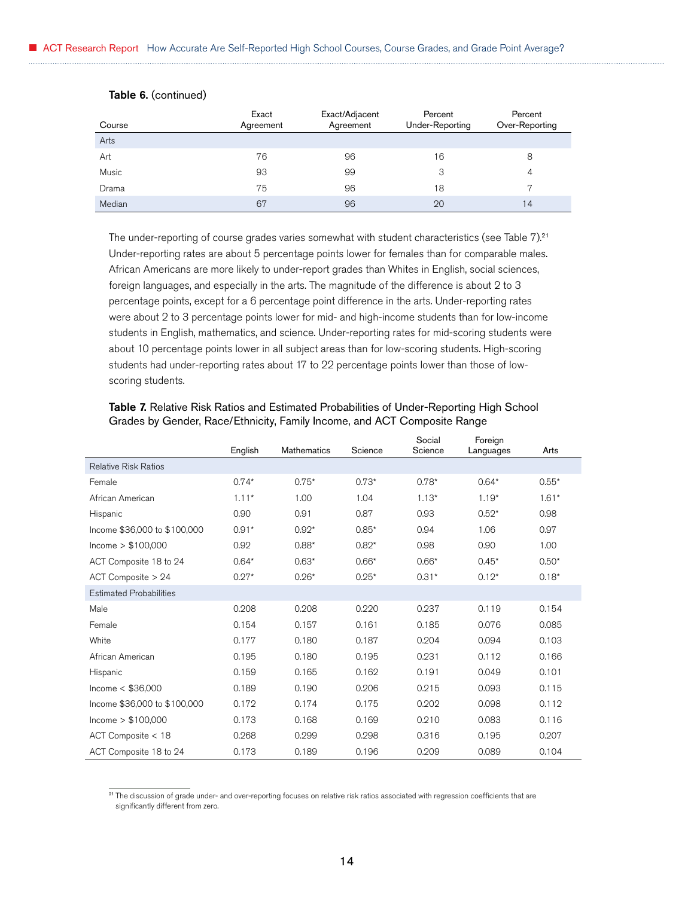**Table 6.** (continued)

| Course | Exact Agreement | Exact/Adjacent Agreement | Percent Under-Reporting | Percent Over-Reporting |
|---|---|---|---|---|
| Arts | | | | |
| Art | 76 | 96 | 16 | 8 |
| Music | 93 | 99 | 3 | 4 |
| Drama | 75 | 96 | 18 | 7 |
| Median | 67 | 96 | 20 | 14 |

The under-reporting of course grades varies somewhat with student characteristics (see Table 7).[21] Under-reporting rates are about 5 percentage points lower for females than for comparable males. African Americans are more likely to under-report grades than Whites in English, social sciences, foreign languages, and especially in the arts. The magnitude of the difference is about 2 to 3 percentage points, except for a 6 percentage point difference in the arts. Under-reporting rates were about 2 to 3 percentage points lower for mid- and high-income students than for low-income students in English, mathematics, and science. Under-reporting rates for mid-scoring students were about 10 percentage points lower in all subject areas than for low-scoring students. High-scoring students had under-reporting rates about 17 to 22 percentage points lower than those of low-scoring students.

**Table 7.** Relative Risk Ratios and Estimated Probabilities of Under-Reporting High School Grades by Gender, Race/Ethnicity, Family Income, and ACT Composite Range

| | English | Mathematics | Science | Social Science | Foreign Languages | Arts |
|---|---|---|---|---|---|---|
| Relative Risk Ratios | | | | | | |
| Female | 0.74* | 0.75* | 0.73* | 0.78* | 0.64* | 0.55* |
| African American | 1.11* | 1.00 | 1.04 | 1.13* | 1.19* | 1.61* |
| Hispanic | 0.90 | 0.91 | 0.87 | 0.93 | 0.52* | 0.98 |
| Income $36,000 to $100,000 | 0.91* | 0.92* | 0.85* | 0.94 | 1.06 | 0.97 |
| Income > $100,000 | 0.92 | 0.88* | 0.82* | 0.98 | 0.90 | 1.00 |
| ACT Composite 18 to 24 | 0.64* | 0.63* | 0.66* | 0.66* | 0.45* | 0.50* |
| ACT Composite > 24 | 0.27* | 0.26* | 0.25* | 0.31* | 0.12* | 0.18* |
| Estimated Probabilities | | | | | | |
| Male | 0.208 | 0.208 | 0.220 | 0.237 | 0.119 | 0.154 |
| Female | 0.154 | 0.157 | 0.161 | 0.185 | 0.076 | 0.085 |
| White | 0.177 | 0.180 | 0.187 | 0.204 | 0.094 | 0.103 |
| African American | 0.195 | 0.180 | 0.195 | 0.231 | 0.112 | 0.166 |
| Hispanic | 0.159 | 0.165 | 0.162 | 0.191 | 0.049 | 0.101 |
| Income < $36,000 | 0.189 | 0.190 | 0.206 | 0.215 | 0.093 | 0.115 |
| Income $36,000 to $100,000 | 0.172 | 0.174 | 0.175 | 0.202 | 0.098 | 0.112 |
| Income > $100,000 | 0.173 | 0.168 | 0.169 | 0.210 | 0.083 | 0.116 |
| ACT Composite < 18 | 0.268 | 0.299 | 0.298 | 0.316 | 0.195 | 0.207 |
| ACT Composite 18 to 24 | 0.173 | 0.189 | 0.196 | 0.209 | 0.089 | 0.104 |

[21] The discussion of grade under- and over-reporting focuses on relative risk ratios associated with regression coefficients that are significantly different from zero.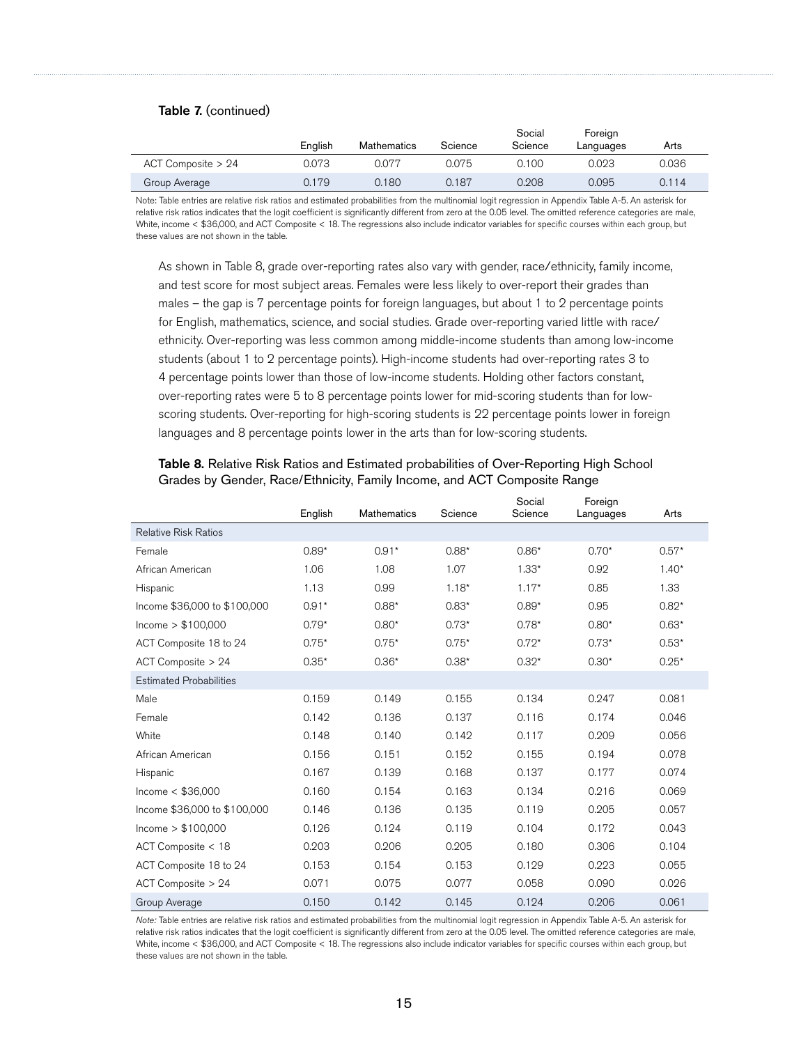**Table 7.** (continued)

| | English | Mathematics | Science | Social Science | Foreign Languages | Arts |
|---|---|---|---|---|---|---|
| ACT Composite > 24 | 0.073 | 0.077 | 0.075 | 0.100 | 0.023 | 0.036 |
| Group Average | 0.179 | 0.180 | 0.187 | 0.208 | 0.095 | 0.114 |

Note: Table entries are relative risk ratios and estimated probabilities from the multinomial logit regression in Appendix Table A-5. An asterisk for relative risk ratios indicates that the logit coefficient is significantly different from zero at the 0.05 level. The omitted reference categories are male, White, income < $36,000, and ACT Composite < 18. The regressions also include indicator variables for specific courses within each group, but these values are not shown in the table.

As shown in Table 8, grade over-reporting rates also vary with gender, race/ethnicity, family income, and test score for most subject areas. Females were less likely to over-report their grades than males – the gap is 7 percentage points for foreign languages, but about 1 to 2 percentage points for English, mathematics, science, and social studies. Grade over-reporting varied little with race/ethnicity. Over-reporting was less common among middle-income students than among low-income students (about 1 to 2 percentage points). High-income students had over-reporting rates 3 to 4 percentage points lower than those of low-income students. Holding other factors constant, over-reporting rates were 5 to 8 percentage points lower for mid-scoring students than for low-scoring students. Over-reporting for high-scoring students is 22 percentage points lower in foreign languages and 8 percentage points lower in the arts than for low-scoring students.

**Table 8.** Relative Risk Ratios and Estimated probabilities of Over-Reporting High School Grades by Gender, Race/Ethnicity, Family Income, and ACT Composite Range

| | English | Mathematics | Science | Social Science | Foreign Languages | Arts |
|---|---|---|---|---|---|---|
| Relative Risk Ratios | | | | | | |
| Female | 0.89* | 0.91* | 0.88* | 0.86* | 0.70* | 0.57* |
| African American | 1.06 | 1.08 | 1.07 | 1.33* | 0.92 | 1.40* |
| Hispanic | 1.13 | 0.99 | 1.18* | 1.17* | 0.85 | 1.33 |
| Income $36,000 to $100,000 | 0.91* | 0.88* | 0.83* | 0.89* | 0.95 | 0.82* |
| Income > $100,000 | 0.79* | 0.80* | 0.73* | 0.78* | 0.80* | 0.63* |
| ACT Composite 18 to 24 | 0.75* | 0.75* | 0.75* | 0.72* | 0.73* | 0.53* |
| ACT Composite > 24 | 0.35* | 0.36* | 0.38* | 0.32* | 0.30* | 0.25* |
| Estimated Probabilities | | | | | | |
| Male | 0.159 | 0.149 | 0.155 | 0.134 | 0.247 | 0.081 |
| Female | 0.142 | 0.136 | 0.137 | 0.116 | 0.174 | 0.046 |
| White | 0.148 | 0.140 | 0.142 | 0.117 | 0.209 | 0.056 |
| African American | 0.156 | 0.151 | 0.152 | 0.155 | 0.194 | 0.078 |
| Hispanic | 0.167 | 0.139 | 0.168 | 0.137 | 0.177 | 0.074 |
| Income < $36,000 | 0.160 | 0.154 | 0.163 | 0.134 | 0.216 | 0.069 |
| Income $36,000 to $100,000 | 0.146 | 0.136 | 0.135 | 0.119 | 0.205 | 0.057 |
| Income > $100,000 | 0.126 | 0.124 | 0.119 | 0.104 | 0.172 | 0.043 |
| ACT Composite < 18 | 0.203 | 0.206 | 0.205 | 0.180 | 0.306 | 0.104 |
| ACT Composite 18 to 24 | 0.153 | 0.154 | 0.153 | 0.129 | 0.223 | 0.055 |
| ACT Composite > 24 | 0.071 | 0.075 | 0.077 | 0.058 | 0.090 | 0.026 |
| Group Average | 0.150 | 0.142 | 0.145 | 0.124 | 0.206 | 0.061 |

*Note:* Table entries are relative risk ratios and estimated probabilities from the multinomial logit regression in Appendix Table A-5. An asterisk for relative risk ratios indicates that the logit coefficient is significantly different from zero at the 0.05 level. The omitted reference categories are male, White, income < $36,000, and ACT Composite < 18. The regressions also include indicator variables for specific courses within each group, but these values are not shown in the table.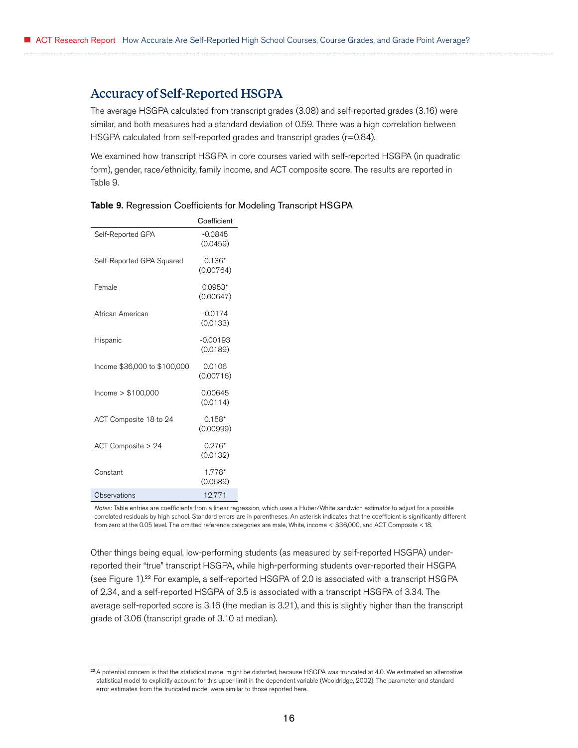## Accuracy of Self-Reported HSGPA

The average HSGPA calculated from transcript grades (3.08) and self-reported grades (3.16) were similar, and both measures had a standard deviation of 0.59. There was a high correlation between HSGPA calculated from self-reported grades and transcript grades (r=0.84).

We examined how transcript HSGPA in core courses varied with self-reported HSGPA (in quadratic form), gender, race/ethnicity, family income, and ACT composite score. The results are reported in Table 9.

**Table 9.** Regression Coefficients for Modeling Transcript HSGPA

| | Coefficient |
|---|---|
| Self-Reported GPA | -0.0845<br>(0.0459) |
| Self-Reported GPA Squared | 0.136*<br>(0.00764) |
| Female | 0.0953*<br>(0.00647) |
| African American | -0.0174<br>(0.0133) |
| Hispanic | -0.00193<br>(0.0189) |
| Income $36,000 to $100,000 | 0.0106<br>(0.00716) |
| Income > $100,000 | 0.00645<br>(0.0114) |
| ACT Composite 18 to 24 | 0.158*<br>(0.00999) |
| ACT Composite > 24 | 0.276*<br>(0.0132) |
| Constant | 1.778*<br>(0.0689) |
| Observations | 12,771 |

*Notes:* Table entries are coefficients from a linear regression, which uses a Huber/White sandwich estimator to adjust for a possible correlated residuals by high school. Standard errors are in parentheses. An asterisk indicates that the coefficient is significantly different from zero at the 0.05 level. The omitted reference categories are male, White, income < $36,000, and ACT Composite < 18.

Other things being equal, low-performing students (as measured by self-reported HSGPA) under-reported their "true" transcript HSGPA, while high-performing students over-reported their HSGPA (see Figure 1).[22] For example, a self-reported HSGPA of 2.0 is associated with a transcript HSGPA of 2.34, and a self-reported HSGPA of 3.5 is associated with a transcript HSGPA of 3.34. The average self-reported score is 3.16 (the median is 3.21), and this is slightly higher than the transcript grade of 3.06 (transcript grade of 3.10 at median).

[22] A potential concern is that the statistical model might be distorted, because HSGPA was truncated at 4.0. We estimated an alternative statistical model to explicitly account for this upper limit in the dependent variable (Wooldridge, 2002). The parameter and standard error estimates from the truncated model were similar to those reported here.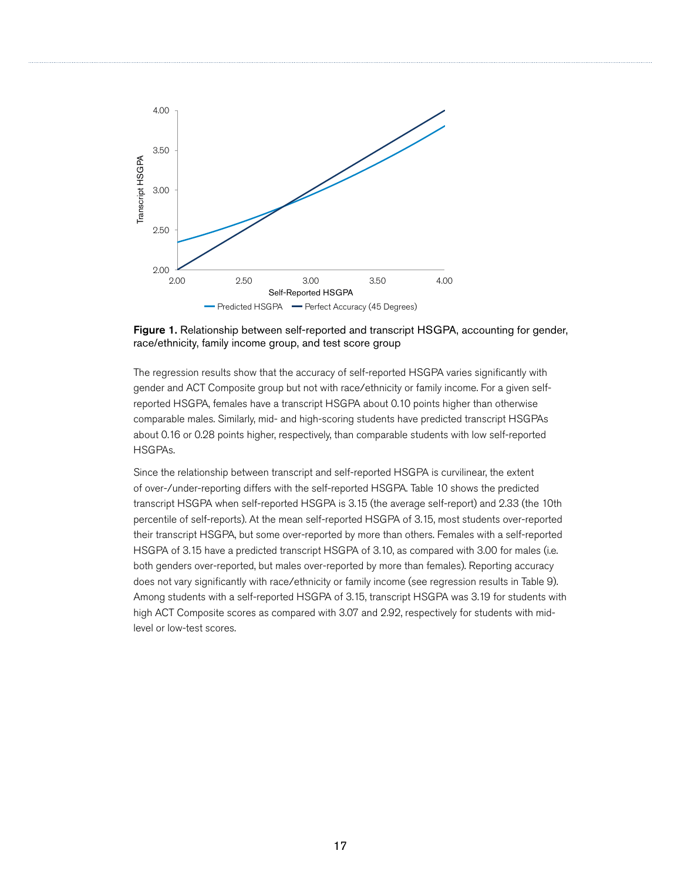**Figure 1.** Relationship between self-reported and transcript HSGPA, accounting for gender, race/ethnicity, family income group, and test score group

The regression results show that the accuracy of self-reported HSGPA varies significantly with gender and ACT Composite group but not with race/ethnicity or family income. For a given self-reported HSGPA, females have a transcript HSGPA about 0.10 points higher than otherwise comparable males. Similarly, mid- and high-scoring students have predicted transcript HSGPAs about 0.16 or 0.28 points higher, respectively, than comparable students with low self-reported HSGPAs.

Since the relationship between transcript and self-reported HSGPA is curvilinear, the extent of over-/under-reporting differs with the self-reported HSGPA. Table 10 shows the predicted transcript HSGPA when self-reported HSGPA is 3.15 (the average self-report) and 2.33 (the 10th percentile of self-reports). At the mean self-reported HSGPA of 3.15, most students over-reported their transcript HSGPA, but some over-reported by more than others. Females with a self-reported HSGPA of 3.15 have a predicted transcript HSGPA of 3.10, as compared with 3.00 for males (i.e. both genders over-reported, but males over-reported by more than females). Reporting accuracy does not vary significantly with race/ethnicity or family income (see regression results in Table 9). Among students with a self-reported HSGPA of 3.15, transcript HSGPA was 3.19 for students with high ACT Composite scores as compared with 3.07 and 2.92, respectively for students with mid-level or low-test scores.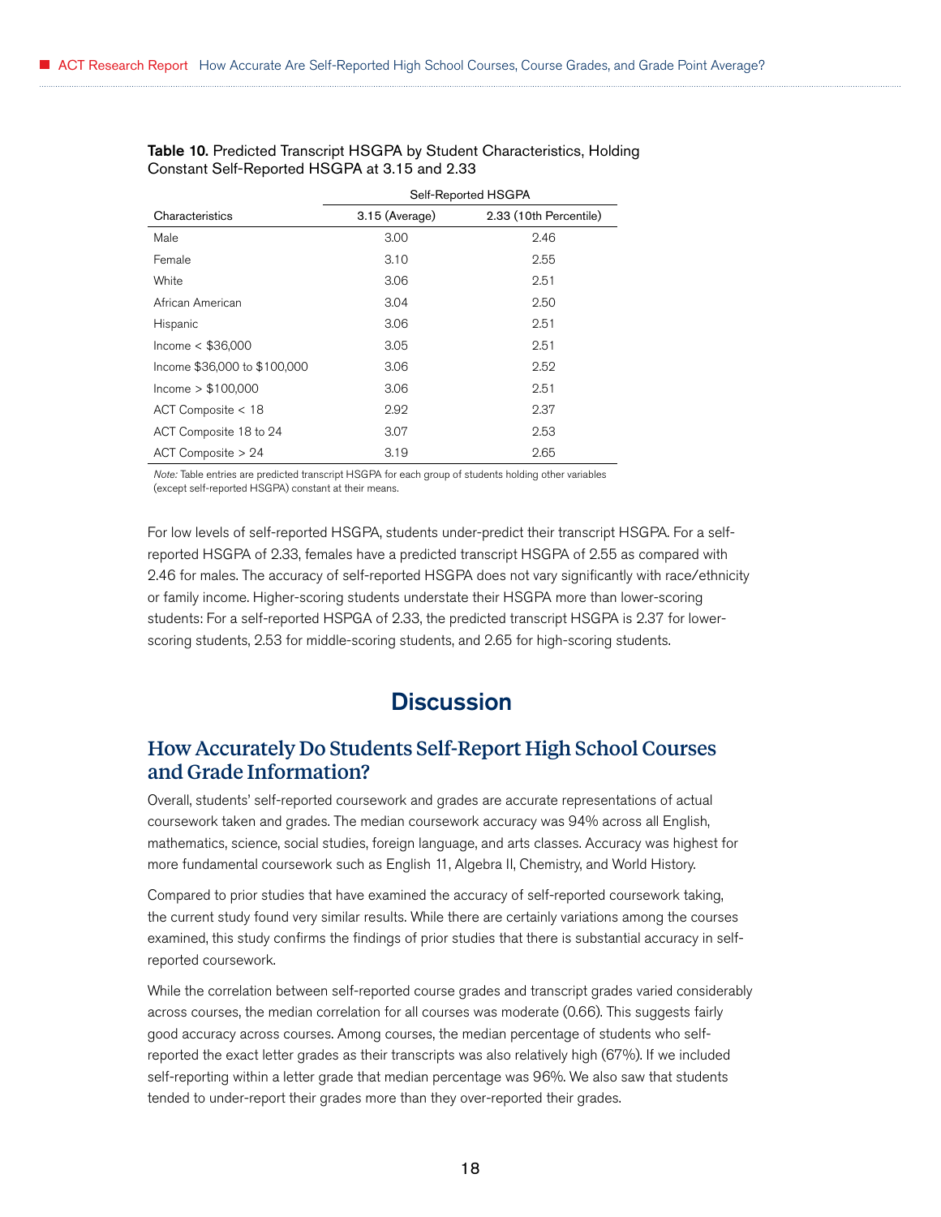**Table 10.** Predicted Transcript HSGPA by Student Characteristics, Holding Constant Self-Reported HSGPA at 3.15 and 2.33

| | Self-Reported HSGPA | |
|---|---|---|
| Characteristics | 3.15 (Average) | 2.33 (10th Percentile) |
| Male | 3.00 | 2.46 |
| Female | 3.10 | 2.55 |
| White | 3.06 | 2.51 |
| African American | 3.04 | 2.50 |
| Hispanic | 3.06 | 2.51 |
| Income < $36,000 | 3.05 | 2.51 |
| Income $36,000 to $100,000 | 3.06 | 2.52 |
| Income > $100,000 | 3.06 | 2.51 |
| ACT Composite < 18 | 2.92 | 2.37 |
| ACT Composite 18 to 24 | 3.07 | 2.53 |
| ACT Composite > 24 | 3.19 | 2.65 |

*Note:* Table entries are predicted transcript HSGPA for each group of students holding other variables (except self-reported HSGPA) constant at their means.

For low levels of self-reported HSGPA, students under-predict their transcript HSGPA. For a self-reported HSGPA of 2.33, females have a predicted transcript HSGPA of 2.55 as compared with 2.46 for males. The accuracy of self-reported HSGPA does not vary significantly with race/ethnicity or family income. Higher-scoring students understate their HSGPA more than lower-scoring students: For a self-reported HSPGA of 2.33, the predicted transcript HSGPA is 2.37 for lower-scoring students, 2.53 for middle-scoring students, and 2.65 for high-scoring students.

# Discussion

## How Accurately Do Students Self-Report High School Courses and Grade Information?

Overall, students' self-reported coursework and grades are accurate representations of actual coursework taken and grades. The median coursework accuracy was 94% across all English, mathematics, science, social studies, foreign language, and arts classes. Accuracy was highest for more fundamental coursework such as English 11, Algebra II, Chemistry, and World History.

Compared to prior studies that have examined the accuracy of self-reported coursework taking, the current study found very similar results. While there are certainly variations among the courses examined, this study confirms the findings of prior studies that there is substantial accuracy in self-reported coursework.

While the correlation between self-reported course grades and transcript grades varied considerably across courses, the median correlation for all courses was moderate (0.66). This suggests fairly good accuracy across courses. Among courses, the median percentage of students who self-reported the exact letter grades as their transcripts was also relatively high (67%). If we included self-reporting within a letter grade that median percentage was 96%. We also saw that students tended to under-report their grades more than they over-reported their grades.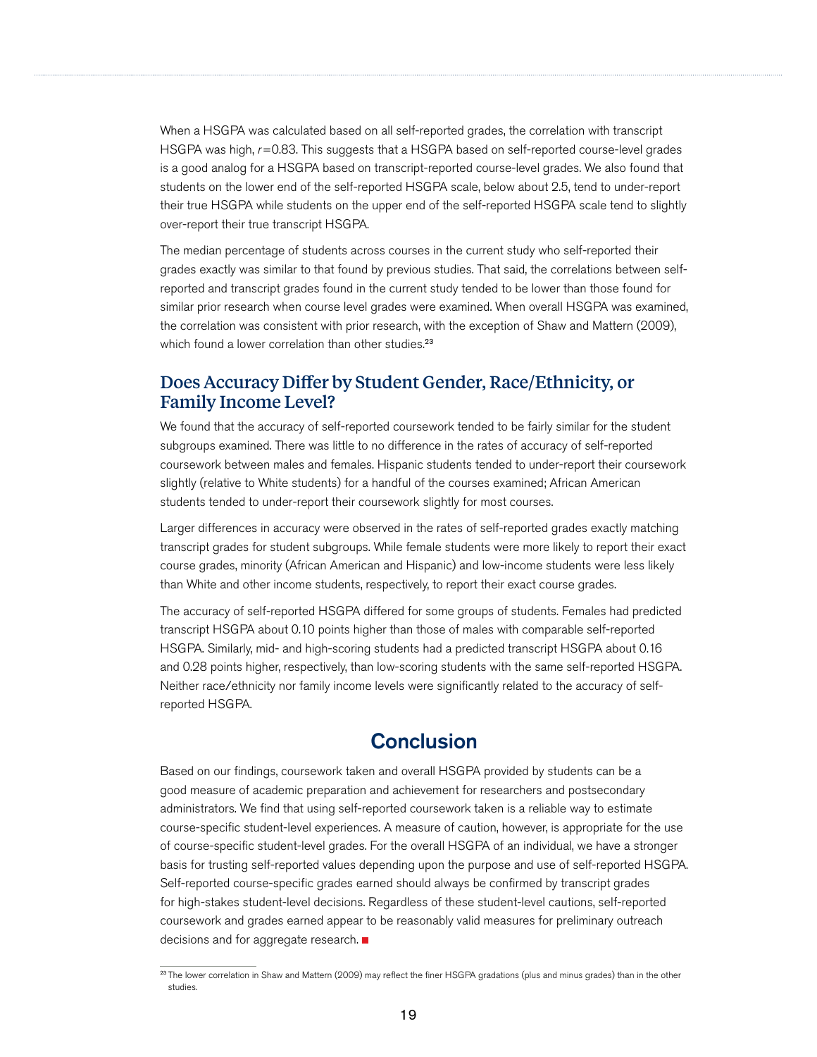When a HSGPA was calculated based on all self-reported grades, the correlation with transcript HSGPA was high, $r=0.83$. This suggests that a HSGPA based on self-reported course-level grades is a good analog for a HSGPA based on transcript-reported course-level grades. We also found that students on the lower end of the self-reported HSGPA scale, below about 2.5, tend to under-report their true HSGPA while students on the upper end of the self-reported HSGPA scale tend to slightly over-report their true transcript HSGPA.

The median percentage of students across courses in the current study who self-reported their grades exactly was similar to that found by previous studies. That said, the correlations between self-reported and transcript grades found in the current study tended to be lower than those found for similar prior research when course level grades were examined. When overall HSGPA was examined, the correlation was consistent with prior research, with the exception of Shaw and Mattern (2009), which found a lower correlation than other studies.[23]

## Does Accuracy Differ by Student Gender, Race/Ethnicity, or Family Income Level?

We found that the accuracy of self-reported coursework tended to be fairly similar for the student subgroups examined. There was little to no difference in the rates of accuracy of self-reported coursework between males and females. Hispanic students tended to under-report their coursework slightly (relative to White students) for a handful of the courses examined; African American students tended to under-report their coursework slightly for most courses.

Larger differences in accuracy were observed in the rates of self-reported grades exactly matching transcript grades for student subgroups. While female students were more likely to report their exact course grades, minority (African American and Hispanic) and low-income students were less likely than White and other income students, respectively, to report their exact course grades.

The accuracy of self-reported HSGPA differed for some groups of students. Females had predicted transcript HSGPA about 0.10 points higher than those of males with comparable self-reported HSGPA. Similarly, mid- and high-scoring students had a predicted transcript HSGPA about 0.16 and 0.28 points higher, respectively, than low-scoring students with the same self-reported HSGPA. Neither race/ethnicity nor family income levels were significantly related to the accuracy of self-reported HSGPA.

# Conclusion

Based on our findings, coursework taken and overall HSGPA provided by students can be a good measure of academic preparation and achievement for researchers and postsecondary administrators. We find that using self-reported coursework taken is a reliable way to estimate course-specific student-level experiences. A measure of caution, however, is appropriate for the use of course-specific student-level grades. For the overall HSGPA of an individual, we have a stronger basis for trusting self-reported values depending upon the purpose and use of self-reported HSGPA. Self-reported course-specific grades earned should always be confirmed by transcript grades for high-stakes student-level decisions. Regardless of these student-level cautions, self-reported coursework and grades earned appear to be reasonably valid measures for preliminary outreach decisions and for aggregate research.

[23] The lower correlation in Shaw and Mattern (2009) may reflect the finer HSGPA gradations (plus and minus grades) than in the other studies.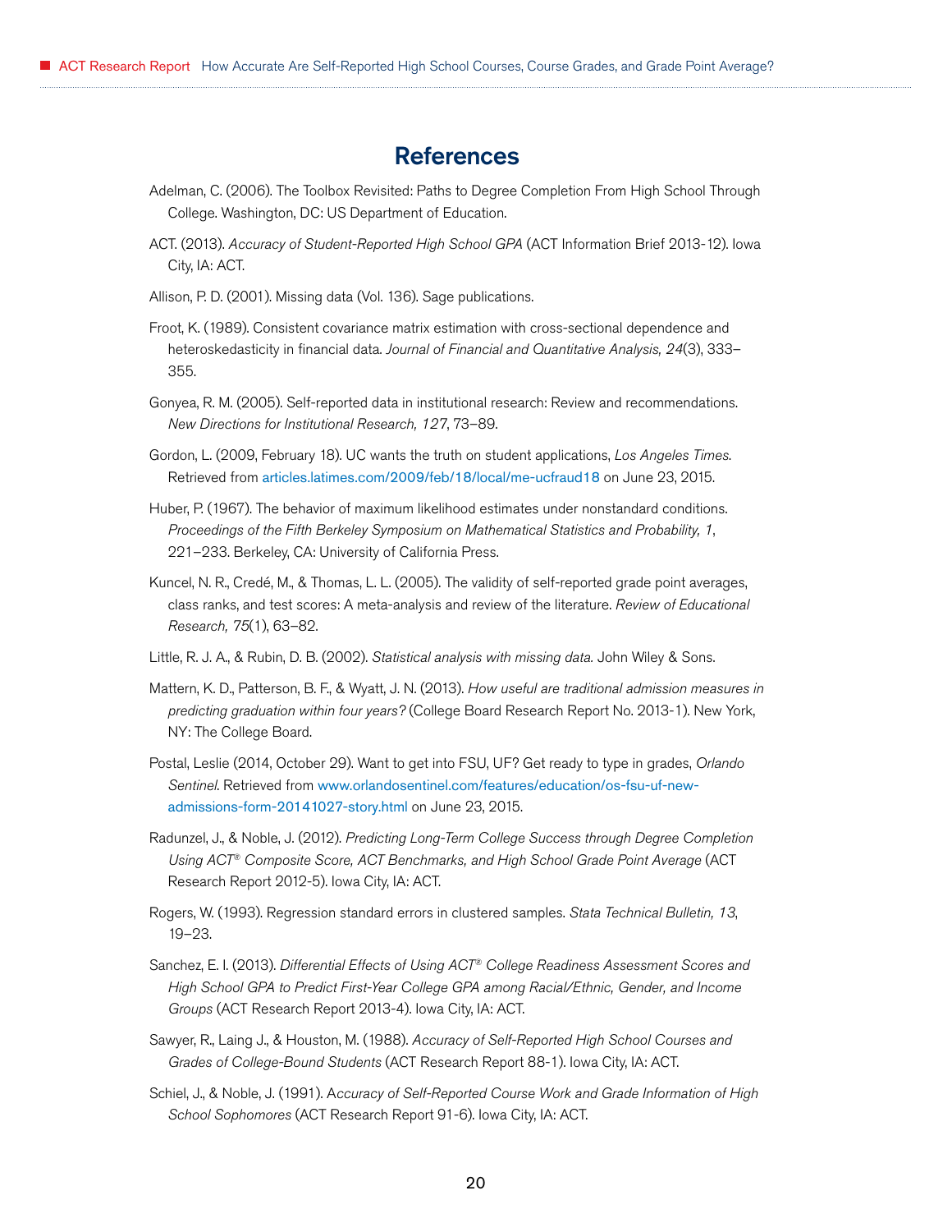# References

Adelman, C. (2006). The Toolbox Revisited: Paths to Degree Completion From High School Through College. Washington, DC: US Department of Education.

ACT. (2013). *Accuracy of Student-Reported High School GPA* (ACT Information Brief 2013-12). Iowa City, IA: ACT.

Allison, P. D. (2001). Missing data (Vol. 136). Sage publications.

Froot, K. (1989). Consistent covariance matrix estimation with cross-sectional dependence and heteroskedasticity in financial data. *Journal of Financial and Quantitative Analysis, 24*(3), 333–355.

Gonyea, R. M. (2005). Self-reported data in institutional research: Review and recommendations. *New Directions for Institutional Research, 127*, 73–89.

Gordon, L. (2009, February 18). UC wants the truth on student applications, *Los Angeles Times*. Retrieved from articles.latimes.com/2009/feb/18/local/me-ucfraud18 on June 23, 2015.

Huber, P. (1967). The behavior of maximum likelihood estimates under nonstandard conditions. *Proceedings of the Fifth Berkeley Symposium on Mathematical Statistics and Probability, 1*, 221–233. Berkeley, CA: University of California Press.

Kuncel, N. R., Credé, M., & Thomas, L. L. (2005). The validity of self-reported grade point averages, class ranks, and test scores: A meta-analysis and review of the literature. *Review of Educational Research, 75*(1), 63–82.

Little, R. J. A., & Rubin, D. B. (2002). *Statistical analysis with missing data*. John Wiley & Sons.

Mattern, K. D., Patterson, B. F., & Wyatt, J. N. (2013). *How useful are traditional admission measures in predicting graduation within four years?* (College Board Research Report No. 2013-1). New York, NY: The College Board.

Postal, Leslie (2014, October 29). Want to get into FSU, UF? Get ready to type in grades, *Orlando Sentinel*. Retrieved from www.orlandosentinel.com/features/education/os-fsu-uf-new-admissions-form-20141027-story.html on June 23, 2015.

Radunzel, J., & Noble, J. (2012). *Predicting Long-Term College Success through Degree Completion Using ACT® Composite Score, ACT Benchmarks, and High School Grade Point Average* (ACT Research Report 2012-5). Iowa City, IA: ACT.

Rogers, W. (1993). Regression standard errors in clustered samples. *Stata Technical Bulletin, 13*, 19–23.

Sanchez, E. I. (2013). *Differential Effects of Using ACT® College Readiness Assessment Scores and High School GPA to Predict First-Year College GPA among Racial/Ethnic, Gender, and Income Groups* (ACT Research Report 2013-4). Iowa City, IA: ACT.

Sawyer, R., Laing J., & Houston, M. (1988). *Accuracy of Self-Reported High School Courses and Grades of College-Bound Students* (ACT Research Report 88-1). Iowa City, IA: ACT.

Schiel, J., & Noble, J. (1991). *Accuracy of Self-Reported Course Work and Grade Information of High School Sophomores* (ACT Research Report 91-6). Iowa City, IA: ACT.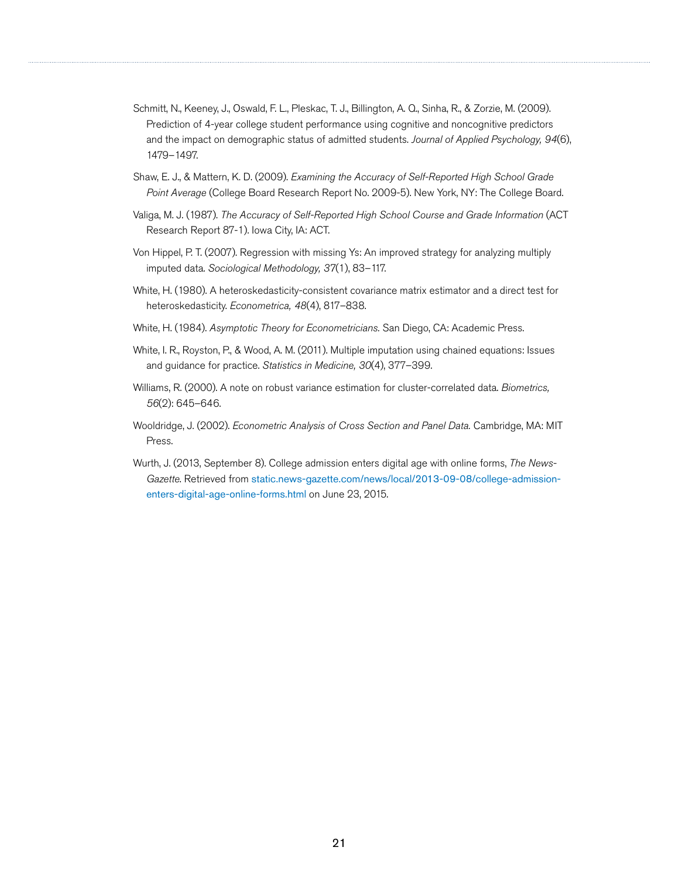Schmitt, N., Keeney, J., Oswald, F. L., Pleskac, T. J., Billington, A. Q., Sinha, R., & Zorzie, M. (2009). Prediction of 4-year college student performance using cognitive and noncognitive predictors and the impact on demographic status of admitted students. *Journal of Applied Psychology, 94*(6), 1479–1497.

Shaw, E. J., & Mattern, K. D. (2009). *Examining the Accuracy of Self-Reported High School Grade Point Average* (College Board Research Report No. 2009-5). New York, NY: The College Board.

Valiga, M. J. (1987). *The Accuracy of Self-Reported High School Course and Grade Information* (ACT Research Report 87-1). Iowa City, IA: ACT.

Von Hippel, P. T. (2007). Regression with missing Ys: An improved strategy for analyzing multiply imputed data. *Sociological Methodology, 37*(1), 83–117.

White, H. (1980). A heteroskedasticity-consistent covariance matrix estimator and a direct test for heteroskedasticity. *Econometrica, 48*(4), 817–838.

White, H. (1984). *Asymptotic Theory for Econometricians.* San Diego, CA: Academic Press.

White, I. R., Royston, P., & Wood, A. M. (2011). Multiple imputation using chained equations: Issues and guidance for practice. *Statistics in Medicine, 30*(4), 377–399.

Williams, R. (2000). A note on robust variance estimation for cluster-correlated data. *Biometrics, 56*(2): 645–646.

Wooldridge, J. (2002). *Econometric Analysis of Cross Section and Panel Data.* Cambridge, MA: MIT Press.

Wurth, J. (2013, September 8). College admission enters digital age with online forms, *The News-Gazette.* Retrieved from static.news-gazette.com/news/local/2013-09-08/college-admission-enters-digital-age-online-forms.html on June 23, 2015.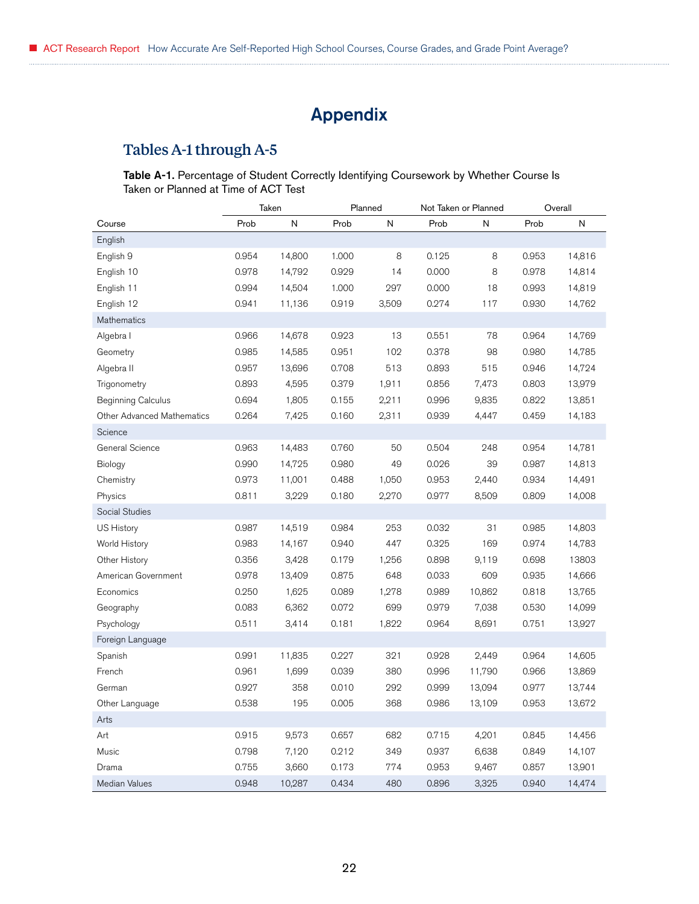# Appendix

## Tables A-1 through A-5

**Table A-1.** Percentage of Student Correctly Identifying Coursework by Whether Course Is Taken or Planned at Time of ACT Test

| | Taken | | Planned | | Not Taken or Planned | | Overall | |
|---|---|---|---|---|---|---|---|---|
| Course | Prob | N | Prob | N | Prob | N | Prob | N |
| English | | | | | | | | |
| English 9 | 0.954 | 14,800 | 1.000 | 8 | 0.125 | 8 | 0.953 | 14,816 |
| English 10 | 0.978 | 14,792 | 0.929 | 14 | 0.000 | 8 | 0.978 | 14,814 |
| English 11 | 0.994 | 14,504 | 1.000 | 297 | 0.000 | 18 | 0.993 | 14,819 |
| English 12 | 0.941 | 11,136 | 0.919 | 3,509 | 0.274 | 117 | 0.930 | 14,762 |
| Mathematics | | | | | | | | |
| Algebra I | 0.966 | 14,678 | 0.923 | 13 | 0.551 | 78 | 0.964 | 14,769 |
| Geometry | 0.985 | 14,585 | 0.951 | 102 | 0.378 | 98 | 0.980 | 14,785 |
| Algebra II | 0.957 | 13,696 | 0.708 | 513 | 0.893 | 515 | 0.946 | 14,724 |
| Trigonometry | 0.893 | 4,595 | 0.379 | 1,911 | 0.856 | 7,473 | 0.803 | 13,979 |
| Beginning Calculus | 0.694 | 1,805 | 0.155 | 2,211 | 0.996 | 9,835 | 0.822 | 13,851 |
| Other Advanced Mathematics | 0.264 | 7,425 | 0.160 | 2,311 | 0.939 | 4,447 | 0.459 | 14,183 |
| Science | | | | | | | | |
| General Science | 0.963 | 14,483 | 0.760 | 50 | 0.504 | 248 | 0.954 | 14,781 |
| Biology | 0.990 | 14,725 | 0.980 | 49 | 0.026 | 39 | 0.987 | 14,813 |
| Chemistry | 0.973 | 11,001 | 0.488 | 1,050 | 0.953 | 2,440 | 0.934 | 14,491 |
| Physics | 0.811 | 3,229 | 0.180 | 2,270 | 0.977 | 8,509 | 0.809 | 14,008 |
| Social Studies | | | | | | | | |
| US History | 0.987 | 14,519 | 0.984 | 253 | 0.032 | 31 | 0.985 | 14,803 |
| World History | 0.983 | 14,167 | 0.940 | 447 | 0.325 | 169 | 0.974 | 14,783 |
| Other History | 0.356 | 3,428 | 0.179 | 1,256 | 0.898 | 9,119 | 0.698 | 13803 |
| American Government | 0.978 | 13,409 | 0.875 | 648 | 0.033 | 609 | 0.935 | 14,666 |
| Economics | 0.250 | 1,625 | 0.089 | 1,278 | 0.989 | 10,862 | 0.818 | 13,765 |
| Geography | 0.083 | 6,362 | 0.072 | 699 | 0.979 | 7,038 | 0.530 | 14,099 |
| Psychology | 0.511 | 3,414 | 0.181 | 1,822 | 0.964 | 8,691 | 0.751 | 13,927 |
| Foreign Language | | | | | | | | |
| Spanish | 0.991 | 11,835 | 0.227 | 321 | 0.928 | 2,449 | 0.964 | 14,605 |
| French | 0.961 | 1,699 | 0.039 | 380 | 0.996 | 11,790 | 0.966 | 13,869 |
| German | 0.927 | 358 | 0.010 | 292 | 0.999 | 13,094 | 0.977 | 13,744 |
| Other Language | 0.538 | 195 | 0.005 | 368 | 0.986 | 13,109 | 0.953 | 13,672 |
| Arts | | | | | | | | |
| Art | 0.915 | 9,573 | 0.657 | 682 | 0.715 | 4,201 | 0.845 | 14,456 |
| Music | 0.798 | 7,120 | 0.212 | 349 | 0.937 | 6,638 | 0.849 | 14,107 |
| Drama | 0.755 | 3,660 | 0.173 | 774 | 0.953 | 9,467 | 0.857 | 13,901 |
| Median Values | 0.948 | 10,287 | 0.434 | 480 | 0.896 | 3,325 | 0.940 | 14,474 |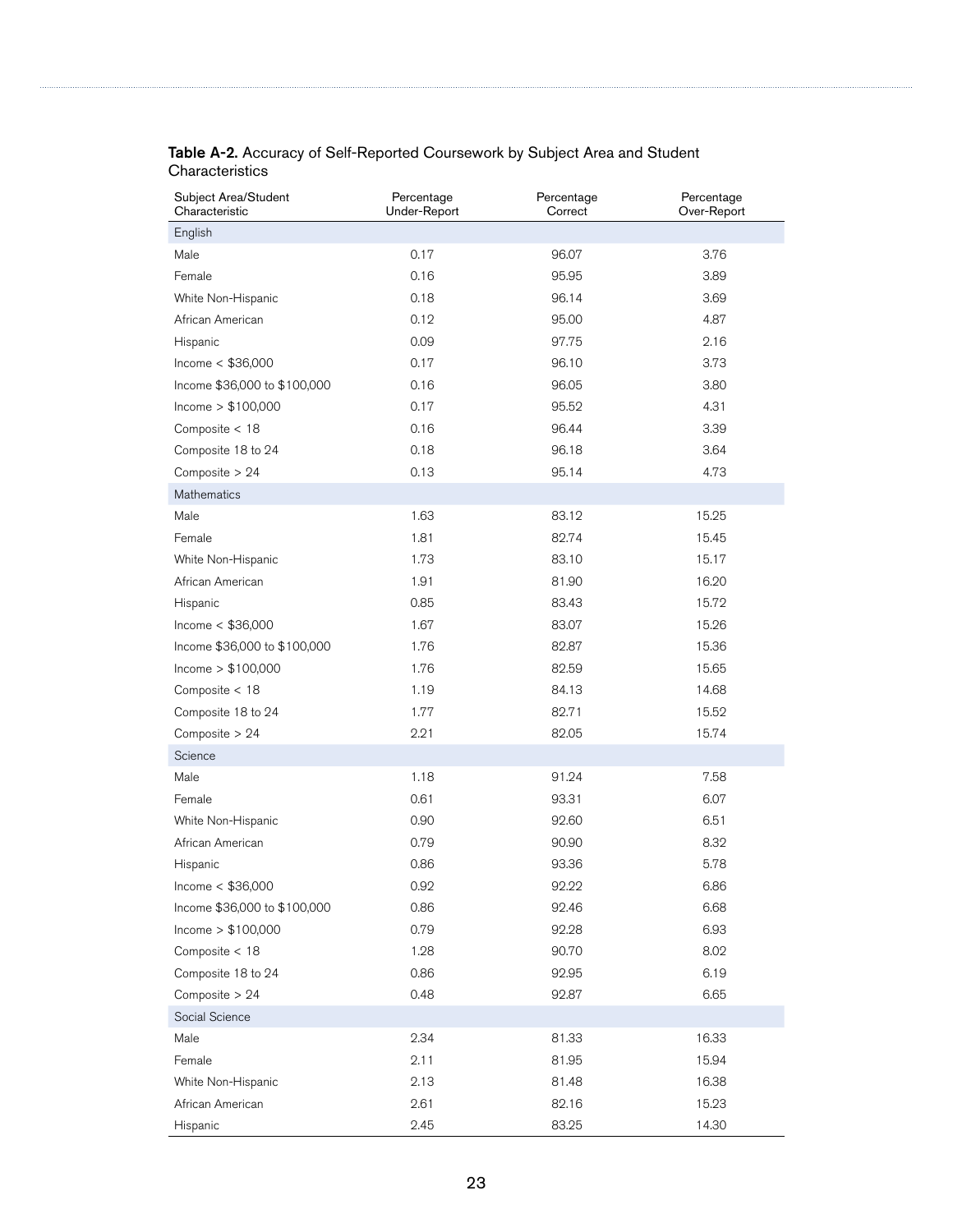**Table A-2.** Accuracy of Self-Reported Coursework by Subject Area and Student Characteristics

| Subject Area/Student Characteristic | Percentage Under-Report | Percentage Correct | Percentage Over-Report |
|---|---|---|---|
| English | | | |
| Male | 0.17 | 96.07 | 3.76 |
| Female | 0.16 | 95.95 | 3.89 |
| White Non-Hispanic | 0.18 | 96.14 | 3.69 |
| African American | 0.12 | 95.00 | 4.87 |
| Hispanic | 0.09 | 97.75 | 2.16 |
| Income < $36,000 | 0.17 | 96.10 | 3.73 |
| Income $36,000 to $100,000 | 0.16 | 96.05 | 3.80 |
| Income > $100,000 | 0.17 | 95.52 | 4.31 |
| Composite < 18 | 0.16 | 96.44 | 3.39 |
| Composite 18 to 24 | 0.18 | 96.18 | 3.64 |
| Composite > 24 | 0.13 | 95.14 | 4.73 |
| Mathematics | | | |
| Male | 1.63 | 83.12 | 15.25 |
| Female | 1.81 | 82.74 | 15.45 |
| White Non-Hispanic | 1.73 | 83.10 | 15.17 |
| African American | 1.91 | 81.90 | 16.20 |
| Hispanic | 0.85 | 83.43 | 15.72 |
| Income < $36,000 | 1.67 | 83.07 | 15.26 |
| Income $36,000 to $100,000 | 1.76 | 82.87 | 15.36 |
| Income > $100,000 | 1.76 | 82.59 | 15.65 |
| Composite < 18 | 1.19 | 84.13 | 14.68 |
| Composite 18 to 24 | 1.77 | 82.71 | 15.52 |
| Composite > 24 | 2.21 | 82.05 | 15.74 |
| Science | | | |
| Male | 1.18 | 91.24 | 7.58 |
| Female | 0.61 | 93.31 | 6.07 |
| White Non-Hispanic | 0.90 | 92.60 | 6.51 |
| African American | 0.79 | 90.90 | 8.32 |
| Hispanic | 0.86 | 93.36 | 5.78 |
| Income < $36,000 | 0.92 | 92.22 | 6.86 |
| Income $36,000 to $100,000 | 0.86 | 92.46 | 6.68 |
| Income > $100,000 | 0.79 | 92.28 | 6.93 |
| Composite < 18 | 1.28 | 90.70 | 8.02 |
| Composite 18 to 24 | 0.86 | 92.95 | 6.19 |
| Composite > 24 | 0.48 | 92.87 | 6.65 |
| Social Science | | | |
| Male | 2.34 | 81.33 | 16.33 |
| Female | 2.11 | 81.95 | 15.94 |
| White Non-Hispanic | 2.13 | 81.48 | 16.38 |
| African American | 2.61 | 82.16 | 15.23 |
| Hispanic | 2.45 | 83.25 | 14.30 |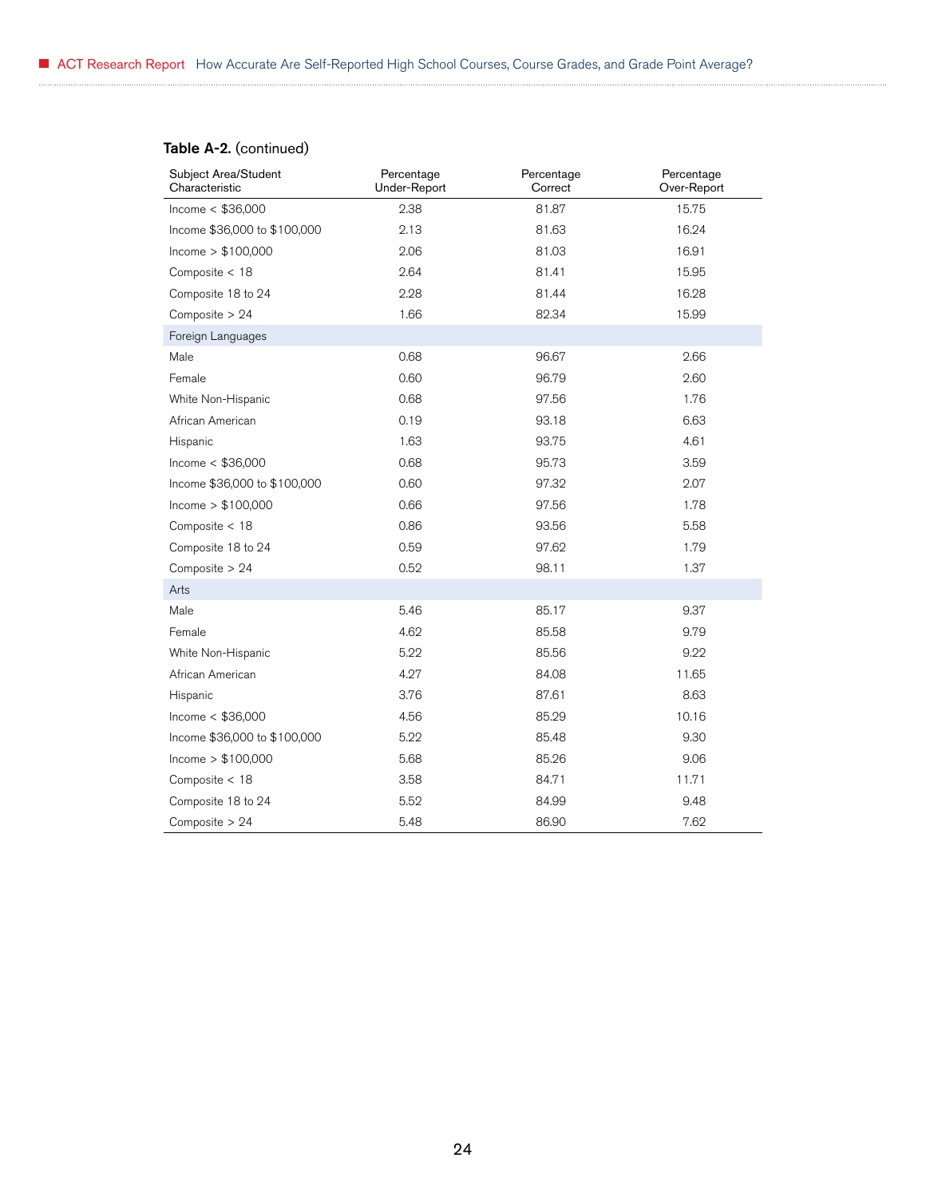**Table A-2.** (continued)

| Subject Area/Student Characteristic | Percentage Under-Report | Percentage Correct | Percentage Over-Report |
|---|---|---|---|
| Income < $36,000 | 2.38 | 81.87 | 15.75 |
| Income $36,000 to $100,000 | 2.13 | 81.63 | 16.24 |
| Income > $100,000 | 2.06 | 81.03 | 16.91 |
| Composite < 18 | 2.64 | 81.41 | 15.95 |
| Composite 18 to 24 | 2.28 | 81.44 | 16.28 |
| Composite > 24 | 1.66 | 82.34 | 15.99 |
| Foreign Languages | | | |
| Male | 0.68 | 96.67 | 2.66 |
| Female | 0.60 | 96.79 | 2.60 |
| White Non-Hispanic | 0.68 | 97.56 | 1.76 |
| African American | 0.19 | 93.18 | 6.63 |
| Hispanic | 1.63 | 93.75 | 4.61 |
| Income < $36,000 | 0.68 | 95.73 | 3.59 |
| Income $36,000 to $100,000 | 0.60 | 97.32 | 2.07 |
| Income > $100,000 | 0.66 | 97.56 | 1.78 |
| Composite < 18 | 0.86 | 93.56 | 5.58 |
| Composite 18 to 24 | 0.59 | 97.62 | 1.79 |
| Composite > 24 | 0.52 | 98.11 | 1.37 |
| Arts | | | |
| Male | 5.46 | 85.17 | 9.37 |
| Female | 4.62 | 85.58 | 9.79 |
| White Non-Hispanic | 5.22 | 85.56 | 9.22 |
| African American | 4.27 | 84.08 | 11.65 |
| Hispanic | 3.76 | 87.61 | 8.63 |
| Income < $36,000 | 4.56 | 85.29 | 10.16 |
| Income $36,000 to $100,000 | 5.22 | 85.48 | 9.30 |
| Income > $100,000 | 5.68 | 85.26 | 9.06 |
| Composite < 18 | 3.58 | 84.71 | 11.71 |
| Composite 18 to 24 | 5.52 | 84.99 | 9.48 |
| Composite > 24 | 5.48 | 86.90 | 7.62 |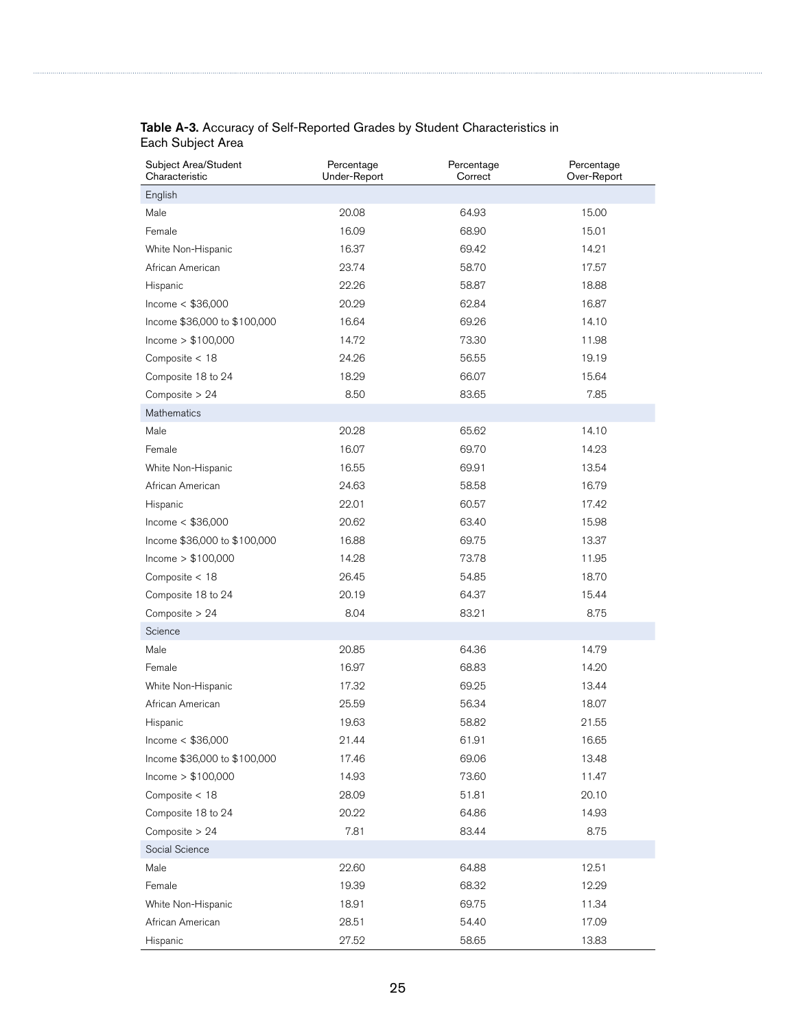**Table A-3.** Accuracy of Self-Reported Grades by Student Characteristics in Each Subject Area

| Subject Area/Student Characteristic | Percentage Under-Report | Percentage Correct | Percentage Over-Report |
|---|---|---|---|
| English | | | |
| Male | 20.08 | 64.93 | 15.00 |
| Female | 16.09 | 68.90 | 15.01 |
| White Non-Hispanic | 16.37 | 69.42 | 14.21 |
| African American | 23.74 | 58.70 | 17.57 |
| Hispanic | 22.26 | 58.87 | 18.88 |
| Income < $36,000 | 20.29 | 62.84 | 16.87 |
| Income $36,000 to $100,000 | 16.64 | 69.26 | 14.10 |
| Income > $100,000 | 14.72 | 73.30 | 11.98 |
| Composite < 18 | 24.26 | 56.55 | 19.19 |
| Composite 18 to 24 | 18.29 | 66.07 | 15.64 |
| Composite > 24 | 8.50 | 83.65 | 7.85 |
| Mathematics | | | |
| Male | 20.28 | 65.62 | 14.10 |
| Female | 16.07 | 69.70 | 14.23 |
| White Non-Hispanic | 16.55 | 69.91 | 13.54 |
| African American | 24.63 | 58.58 | 16.79 |
| Hispanic | 22.01 | 60.57 | 17.42 |
| Income < $36,000 | 20.62 | 63.40 | 15.98 |
| Income $36,000 to $100,000 | 16.88 | 69.75 | 13.37 |
| Income > $100,000 | 14.28 | 73.78 | 11.95 |
| Composite < 18 | 26.45 | 54.85 | 18.70 |
| Composite 18 to 24 | 20.19 | 64.37 | 15.44 |
| Composite > 24 | 8.04 | 83.21 | 8.75 |
| Science | | | |
| Male | 20.85 | 64.36 | 14.79 |
| Female | 16.97 | 68.83 | 14.20 |
| White Non-Hispanic | 17.32 | 69.25 | 13.44 |
| African American | 25.59 | 56.34 | 18.07 |
| Hispanic | 19.63 | 58.82 | 21.55 |
| Income < $36,000 | 21.44 | 61.91 | 16.65 |
| Income $36,000 to $100,000 | 17.46 | 69.06 | 13.48 |
| Income > $100,000 | 14.93 | 73.60 | 11.47 |
| Composite < 18 | 28.09 | 51.81 | 20.10 |
| Composite 18 to 24 | 20.22 | 64.86 | 14.93 |
| Composite > 24 | 7.81 | 83.44 | 8.75 |
| Social Science | | | |
| Male | 22.60 | 64.88 | 12.51 |
| Female | 19.39 | 68.32 | 12.29 |
| White Non-Hispanic | 18.91 | 69.75 | 11.34 |
| African American | 28.51 | 54.40 | 17.09 |
| Hispanic | 27.52 | 58.65 | 13.83 |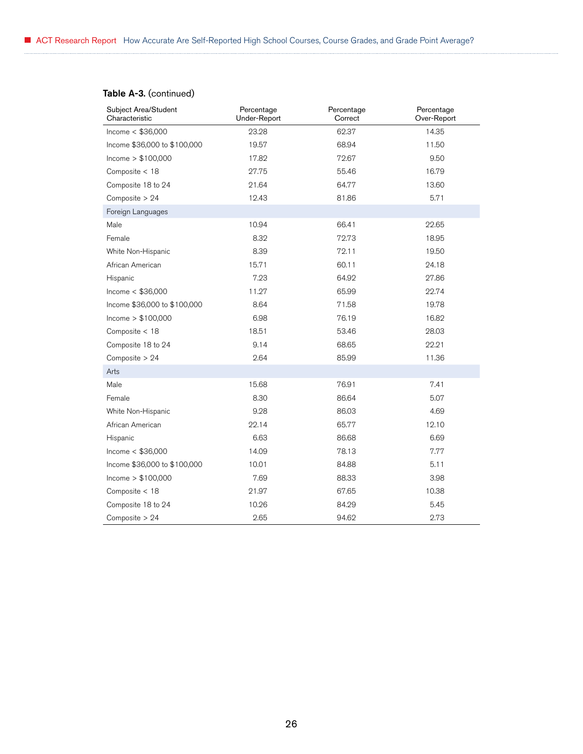**Table A-3.** (continued)

| Subject Area/Student Characteristic | Percentage Under-Report | Percentage Correct | Percentage Over-Report |
|---|---|---|---|
| Income < $36,000 | 23.28 | 62.37 | 14.35 |
| Income $36,000 to $100,000 | 19.57 | 68.94 | 11.50 |
| Income > $100,000 | 17.82 | 72.67 | 9.50 |
| Composite < 18 | 27.75 | 55.46 | 16.79 |
| Composite 18 to 24 | 21.64 | 64.77 | 13.60 |
| Composite > 24 | 12.43 | 81.86 | 5.71 |
| Foreign Languages | | | |
| Male | 10.94 | 66.41 | 22.65 |
| Female | 8.32 | 72.73 | 18.95 |
| White Non-Hispanic | 8.39 | 72.11 | 19.50 |
| African American | 15.71 | 60.11 | 24.18 |
| Hispanic | 7.23 | 64.92 | 27.86 |
| Income < $36,000 | 11.27 | 65.99 | 22.74 |
| Income $36,000 to $100,000 | 8.64 | 71.58 | 19.78 |
| Income > $100,000 | 6.98 | 76.19 | 16.82 |
| Composite < 18 | 18.51 | 53.46 | 28.03 |
| Composite 18 to 24 | 9.14 | 68.65 | 22.21 |
| Composite > 24 | 2.64 | 85.99 | 11.36 |
| Arts | | | |
| Male | 15.68 | 76.91 | 7.41 |
| Female | 8.30 | 86.64 | 5.07 |
| White Non-Hispanic | 9.28 | 86.03 | 4.69 |
| African American | 22.14 | 65.77 | 12.10 |
| Hispanic | 6.63 | 86.68 | 6.69 |
| Income < $36,000 | 14.09 | 78.13 | 7.77 |
| Income $36,000 to $100,000 | 10.01 | 84.88 | 5.11 |
| Income > $100,000 | 7.69 | 88.33 | 3.98 |
| Composite < 18 | 21.97 | 67.65 | 10.38 |
| Composite 18 to 24 | 10.26 | 84.29 | 5.45 |
| Composite > 24 | 2.65 | 94.62 | 2.73 |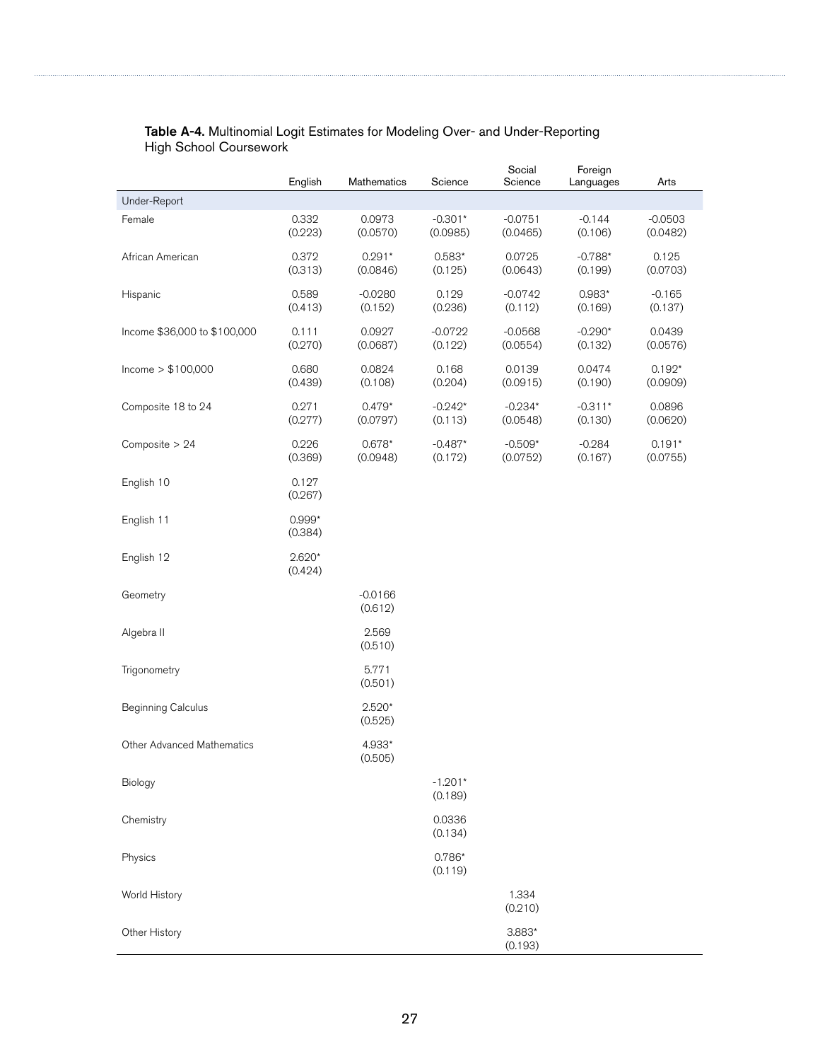**Table A-4.** Multinomial Logit Estimates for Modeling Over- and Under-Reporting High School Coursework

| | English | Mathematics | Science | Social Science | Foreign Languages | Arts |
|---|---|---|---|---|---|---|
| Under-Report | | | | | | |
| Female | 0.332<br>(0.223) | 0.0973<br>(0.0570) | -0.301*<br>(0.0985) | -0.0751<br>(0.0465) | -0.144<br>(0.106) | -0.0503<br>(0.0482) |
| African American | 0.372<br>(0.313) | 0.291*<br>(0.0846) | 0.583*<br>(0.125) | 0.0725<br>(0.0643) | -0.788*<br>(0.199) | 0.125<br>(0.0703) |
| Hispanic | 0.589<br>(0.413) | -0.0280<br>(0.152) | 0.129<br>(0.236) | -0.0742<br>(0.112) | 0.983*<br>(0.169) | -0.165<br>(0.137) |
| Income $36,000 to $100,000 | 0.111<br>(0.270) | 0.0927<br>(0.0687) | -0.0722<br>(0.122) | -0.0568<br>(0.0554) | -0.290*<br>(0.132) | 0.0439<br>(0.0576) |
| Income > $100,000 | 0.680<br>(0.439) | 0.0824<br>(0.108) | 0.168<br>(0.204) | 0.0139<br>(0.0915) | 0.0474<br>(0.190) | 0.192*<br>(0.0909) |
| Composite 18 to 24 | 0.271<br>(0.277) | 0.479*<br>(0.0797) | -0.242*<br>(0.113) | -0.234*<br>(0.0548) | -0.311*<br>(0.130) | 0.0896<br>(0.0620) |
| Composite > 24 | 0.226<br>(0.369) | 0.678*<br>(0.0948) | -0.487*<br>(0.172) | -0.509*<br>(0.0752) | -0.284<br>(0.167) | 0.191*<br>(0.0755) |
| English 10 | 0.127<br>(0.267) | | | | | |
| English 11 | 0.999*<br>(0.384) | | | | | |
| English 12 | 2.620*<br>(0.424) | | | | | |
| Geometry | | -0.0166<br>(0.612) | | | | |
| Algebra II | | 2.569<br>(0.510) | | | | |
| Trigonometry | | 5.771<br>(0.501) | | | | |
| Beginning Calculus | | 2.520*<br>(0.525) | | | | |
| Other Advanced Mathematics | | 4.933*<br>(0.505) | | | | |
| Biology | | | -1.201*<br>(0.189) | | | |
| Chemistry | | | 0.0336<br>(0.134) | | | |
| Physics | | | 0.786*<br>(0.119) | | | |
| World History | | | | 1.334<br>(0.210) | | |
| Other History | | | | 3.883*<br>(0.193) | | |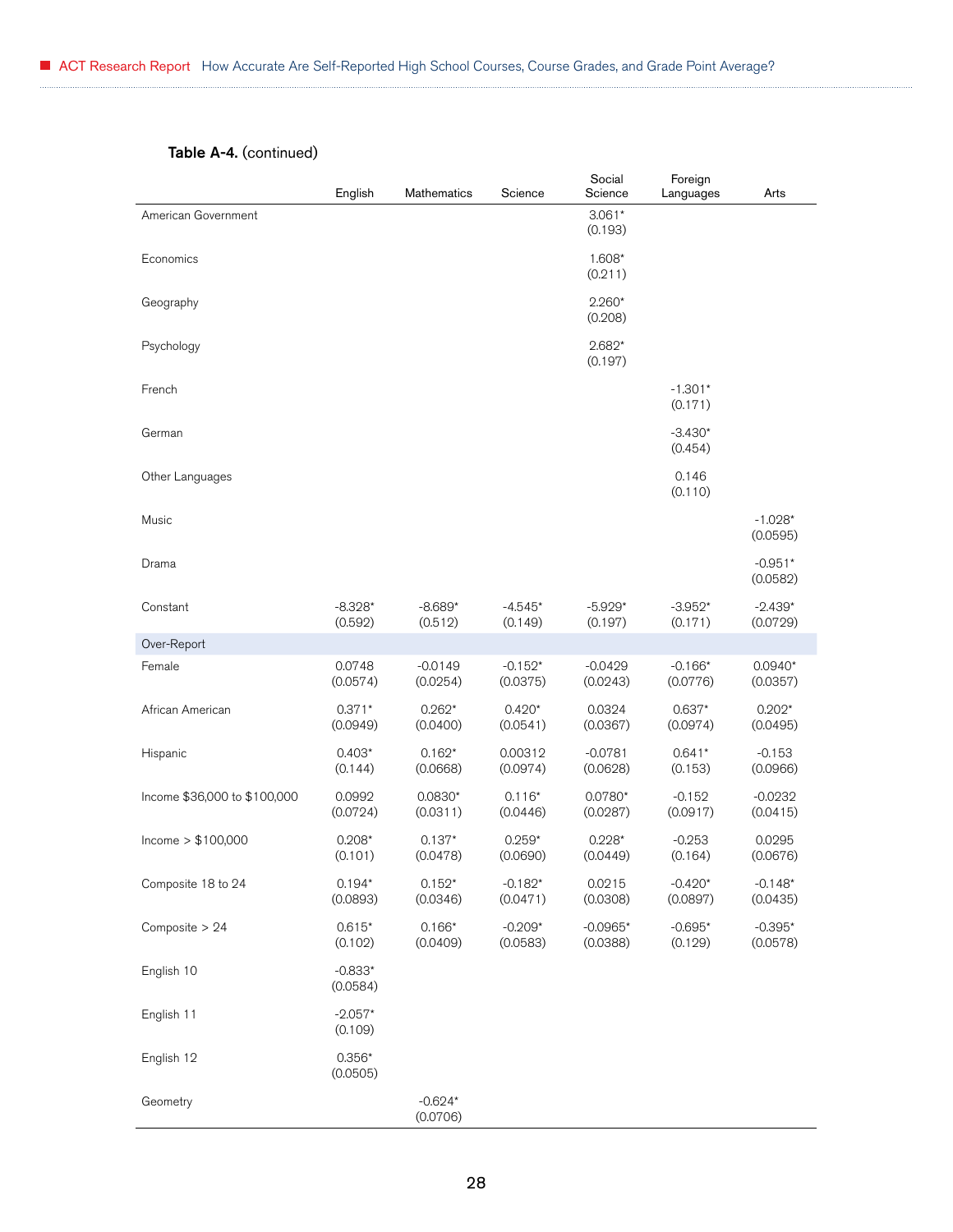**Table A-4.** (continued)

| | English | Mathematics | Science | Social Science | Foreign Languages | Arts |
|---|---|---|---|---|---|---|
| American Government | | | | 3.061* (0.193) | | |
| Economics | | | | 1.608* (0.211) | | |
| Geography | | | | 2.260* (0.208) | | |
| Psychology | | | | 2.682* (0.197) | | |
| French | | | | | -1.301* (0.171) | |
| German | | | | | -3.430* (0.454) | |
| Other Languages | | | | | 0.146 (0.110) | |
| Music | | | | | | -1.028* (0.0595) |
| Drama | | | | | | -0.951* (0.0582) |
| Constant | -8.328* (0.592) | -8.689* (0.512) | -4.545* (0.149) | -5.929* (0.197) | -3.952* (0.171) | -2.439* (0.0729) |
| Over-Report | | | | | | |
| Female | 0.0748 (0.0574) | -0.0149 (0.0254) | -0.152* (0.0375) | -0.0429 (0.0243) | -0.166* (0.0776) | 0.0940* (0.0357) |
| African American | 0.371* (0.0949) | 0.262* (0.0400) | 0.420* (0.0541) | 0.0324 (0.0367) | 0.637* (0.0974) | 0.202* (0.0495) |
| Hispanic | 0.403* (0.144) | 0.162* (0.0668) | 0.00312 (0.0974) | -0.0781 (0.0628) | 0.641* (0.153) | -0.153 (0.0966) |
| Income $36,000 to $100,000 | 0.0992 (0.0724) | 0.0830* (0.0311) | 0.116* (0.0446) | 0.0780* (0.0287) | -0.152 (0.0917) | -0.0232 (0.0415) |
| Income > $100,000 | 0.208* (0.101) | 0.137* (0.0478) | 0.259* (0.0690) | 0.228* (0.0449) | -0.253 (0.164) | 0.0295 (0.0676) |
| Composite 18 to 24 | 0.194* (0.0893) | 0.152* (0.0346) | -0.182* (0.0471) | 0.0215 (0.0308) | -0.420* (0.0897) | -0.148* (0.0435) |
| Composite > 24 | 0.615* (0.102) | 0.166* (0.0409) | -0.209* (0.0583) | -0.0965* (0.0388) | -0.695* (0.129) | -0.395* (0.0578) |
| English 10 | -0.833* (0.0584) | | | | | |
| English 11 | -2.057* (0.109) | | | | | |
| English 12 | 0.356* (0.0505) | | | | | |
| Geometry | | -0.624* (0.0706) | | | | |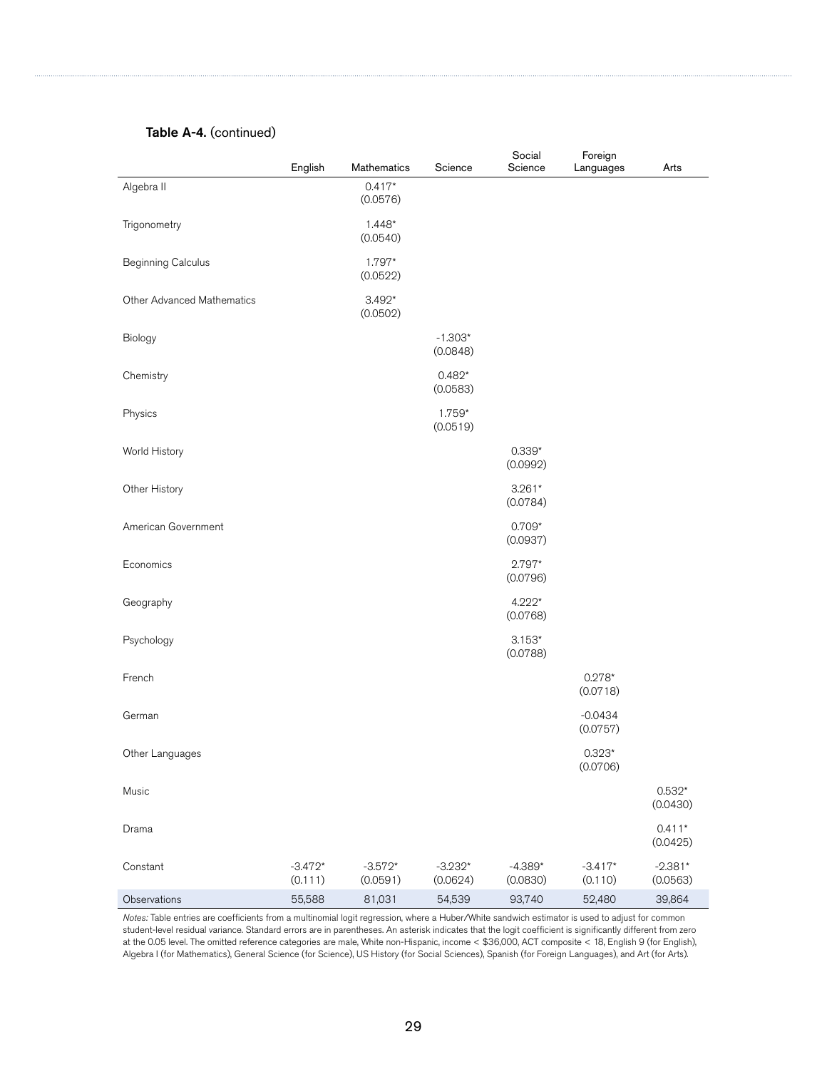**Table A-4.** (continued)

| | English | Mathematics | Science | Social Science | Foreign Languages | Arts |
|---|---|---|---|---|---|---|
| Algebra II | | 0.417* (0.0576) | | | | |
| Trigonometry | | 1.448* (0.0540) | | | | |
| Beginning Calculus | | 1.797* (0.0522) | | | | |
| Other Advanced Mathematics | | 3.492* (0.0502) | | | | |
| Biology | | | -1.303* (0.0848) | | | |
| Chemistry | | | 0.482* (0.0583) | | | |
| Physics | | | 1.759* (0.0519) | | | |
| World History | | | | 0.339* (0.0992) | | |
| Other History | | | | 3.261* (0.0784) | | |
| American Government | | | | 0.709* (0.0937) | | |
| Economics | | | | 2.797* (0.0796) | | |
| Geography | | | | 4.222* (0.0768) | | |
| Psychology | | | | 3.153* (0.0788) | | |
| French | | | | | 0.278* (0.0718) | |
| German | | | | | -0.0434 (0.0757) | |
| Other Languages | | | | | 0.323* (0.0706) | |
| Music | | | | | | 0.532* (0.0430) |
| Drama | | | | | | 0.411* (0.0425) |
| Constant | -3.472* (0.111) | -3.572* (0.0591) | -3.232* (0.0624) | -4.389* (0.0830) | -3.417* (0.110) | -2.381* (0.0563) |
| Observations | 55,588 | 81,031 | 54,539 | 93,740 | 52,480 | 39,864 |

*Notes:* Table entries are coefficients from a multinomial logit regression, where a Huber/White sandwich estimator is used to adjust for common student-level residual variance. Standard errors are in parentheses. An asterisk indicates that the logit coefficient is significantly different from zero at the 0.05 level. The omitted reference categories are male, White non-Hispanic, income < $36,000, ACT composite < 18, English 9 (for English), Algebra I (for Mathematics), General Science (for Science), US History (for Social Sciences), Spanish (for Foreign Languages), and Art (for Arts).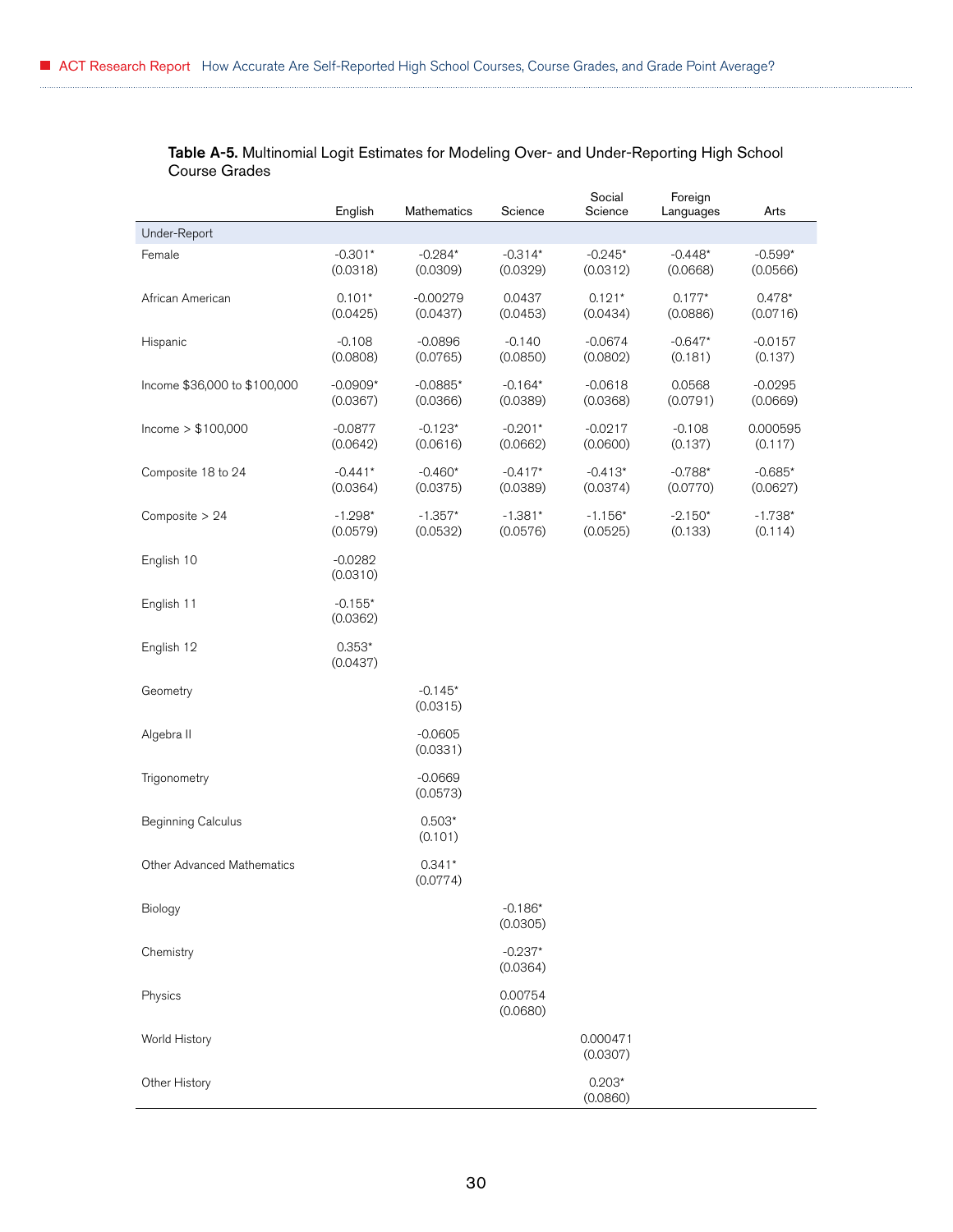**Table A-5.** Multinomial Logit Estimates for Modeling Over- and Under-Reporting High School Course Grades

| | English | Mathematics | Science | Social Science | Foreign Languages | Arts |
|---|---|---|---|---|---|---|
| Under-Report | | | | | | |
| Female | -0.301* (0.0318) | -0.284* (0.0309) | -0.314* (0.0329) | -0.245* (0.0312) | -0.448* (0.0668) | -0.599* (0.0566) |
| African American | 0.101* (0.0425) | -0.00279 (0.0437) | 0.0437 (0.0453) | 0.121* (0.0434) | 0.177* (0.0886) | 0.478* (0.0716) |
| Hispanic | -0.108 (0.0808) | -0.0896 (0.0765) | -0.140 (0.0850) | -0.0674 (0.0802) | -0.647* (0.181) | -0.0157 (0.137) |
| Income \$36,000 to \$100,000 | -0.0909* (0.0367) | -0.0885* (0.0366) | -0.164* (0.0389) | -0.0618 (0.0368) | 0.0568 (0.0791) | -0.0295 (0.0669) |
| Income > \$100,000 | -0.0877 (0.0642) | -0.123* (0.0616) | -0.201* (0.0662) | -0.0217 (0.0600) | -0.108 (0.137) | 0.000595 (0.117) |
| Composite 18 to 24 | -0.441* (0.0364) | -0.460* (0.0375) | -0.417* (0.0389) | -0.413* (0.0374) | -0.788* (0.0770) | -0.685* (0.0627) |
| Composite > 24 | -1.298* (0.0579) | -1.357* (0.0532) | -1.381* (0.0576) | -1.156* (0.0525) | -2.150* (0.133) | -1.738* (0.114) |
| English 10 | -0.0282 (0.0310) | | | | | |
| English 11 | -0.155* (0.0362) | | | | | |
| English 12 | 0.353* (0.0437) | | | | | |
| Geometry | | -0.145* (0.0315) | | | | |
| Algebra II | | -0.0605 (0.0331) | | | | |
| Trigonometry | | -0.0669 (0.0573) | | | | |
| Beginning Calculus | | 0.503* (0.101) | | | | |
| Other Advanced Mathematics | | 0.341* (0.0774) | | | | |
| Biology | | | -0.186* (0.0305) | | | |
| Chemistry | | | -0.237* (0.0364) | | | |
| Physics | | | 0.00754 (0.0680) | | | |
| World History | | | | 0.000471 (0.0307) | | |
| Other History | | | | 0.203* (0.0860) | | |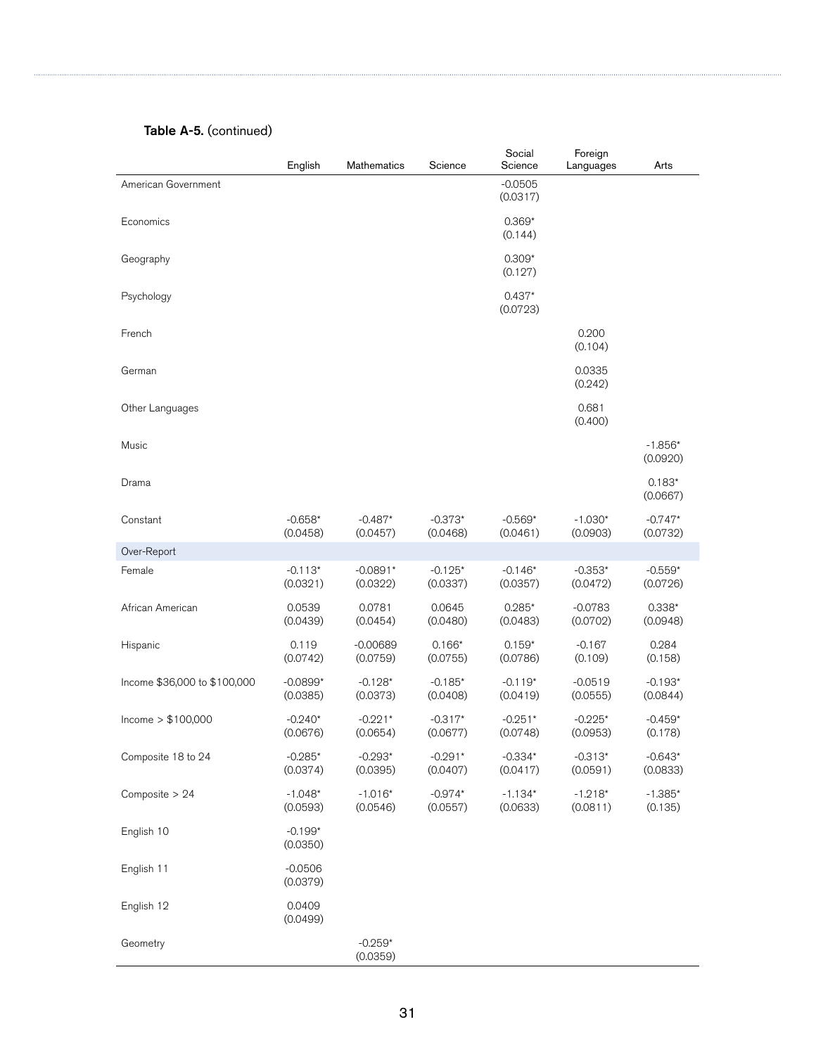**Table A-5.** (continued)

| | English | Mathematics | Science | Social Science | Foreign Languages | Arts |
|---|---|---|---|---|---|---|
| American Government | | | | -0.0505<br>(0.0317) | | |
| Economics | | | | 0.369*<br>(0.144) | | |
| Geography | | | | 0.309*<br>(0.127) | | |
| Psychology | | | | 0.437*<br>(0.0723) | | |
| French | | | | | 0.200<br>(0.104) | |
| German | | | | | 0.0335<br>(0.242) | |
| Other Languages | | | | | 0.681<br>(0.400) | |
| Music | | | | | | -1.856*<br>(0.0920) |
| Drama | | | | | | 0.183*<br>(0.0667) |
| Constant | -0.658*<br>(0.0458) | -0.487*<br>(0.0457) | -0.373*<br>(0.0468) | -0.569*<br>(0.0461) | -1.030*<br>(0.0903) | -0.747*<br>(0.0732) |
| Over-Report | | | | | | |
| Female | -0.113*<br>(0.0321) | -0.0891*<br>(0.0322) | -0.125*<br>(0.0337) | -0.146*<br>(0.0357) | -0.353*<br>(0.0472) | -0.559*<br>(0.0726) |
| African American | 0.0539<br>(0.0439) | 0.0781<br>(0.0454) | 0.0645<br>(0.0480) | 0.285*<br>(0.0483) | -0.0783<br>(0.0702) | 0.338*<br>(0.0948) |
| Hispanic | 0.119<br>(0.0742) | -0.00689<br>(0.0759) | 0.166*<br>(0.0755) | 0.159*<br>(0.0786) | -0.167<br>(0.109) | 0.284<br>(0.158) |
| Income $36,000 to $100,000 | -0.0899*<br>(0.0385) | -0.128*<br>(0.0373) | -0.185*<br>(0.0408) | -0.119*<br>(0.0419) | -0.0519<br>(0.0555) | -0.193*<br>(0.0844) |
| Income > $100,000 | -0.240*<br>(0.0676) | -0.221*<br>(0.0654) | -0.317*<br>(0.0677) | -0.251*<br>(0.0748) | -0.225*<br>(0.0953) | -0.459*<br>(0.178) |
| Composite 18 to 24 | -0.285*<br>(0.0374) | -0.293*<br>(0.0395) | -0.291*<br>(0.0407) | -0.334*<br>(0.0417) | -0.313*<br>(0.0591) | -0.643*<br>(0.0833) |
| Composite > 24 | -1.048*<br>(0.0593) | -1.016*<br>(0.0546) | -0.974*<br>(0.0557) | -1.134*<br>(0.0633) | -1.218*<br>(0.0811) | -1.385*<br>(0.135) |
| English 10 | -0.199*<br>(0.0350) | | | | | |
| English 11 | -0.0506<br>(0.0379) | | | | | |
| English 12 | 0.0409<br>(0.0499) | | | | | |
| Geometry | | -0.259*<br>(0.0359) | | | | |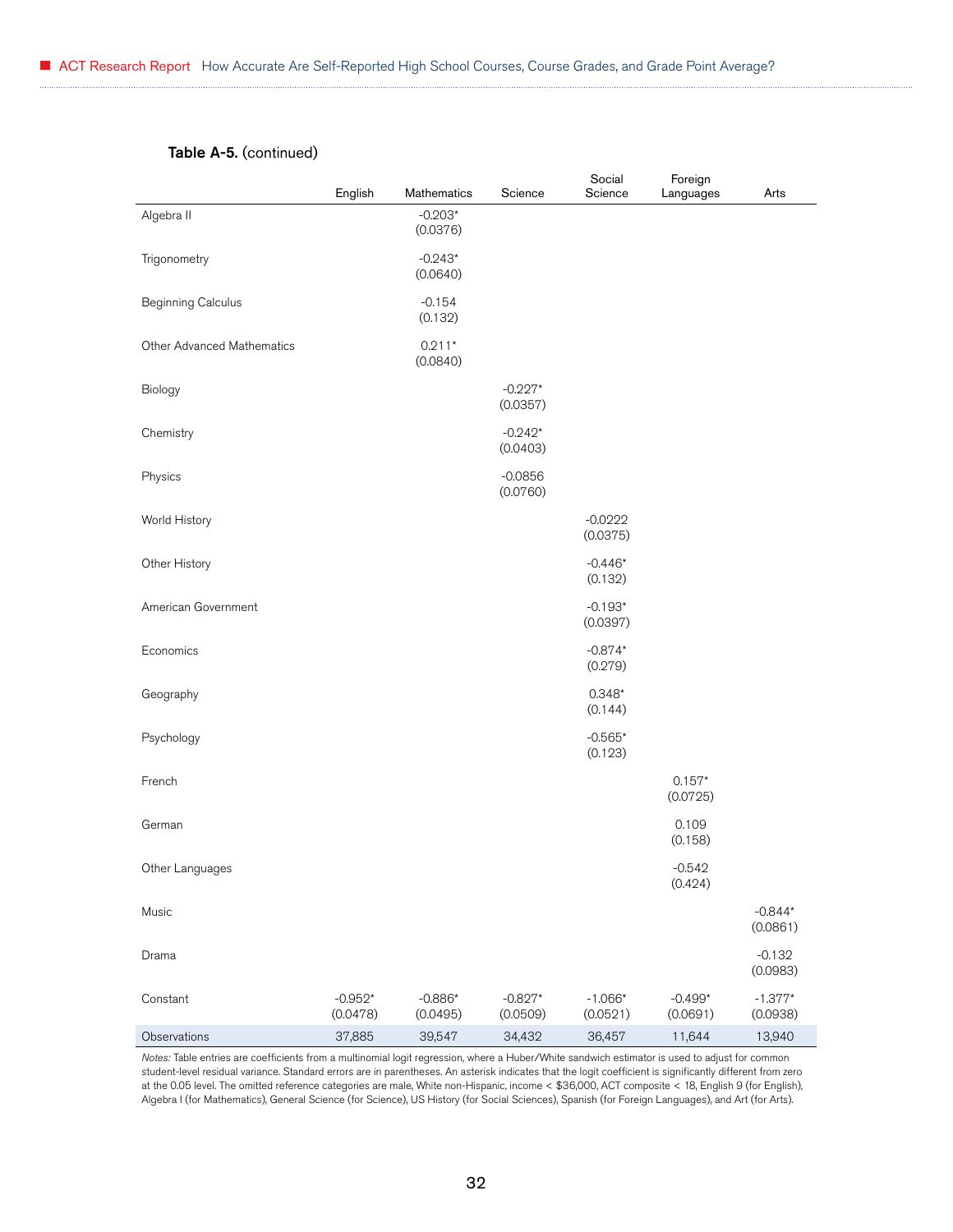**Table A-5.** (continued)

| | English | Mathematics | Science | Social Science | Foreign Languages | Arts |
|---|---|---|---|---|---|---|
| Algebra II | | -0.203*<br>(0.0376) | | | | |
| Trigonometry | | -0.243*<br>(0.0640) | | | | |
| Beginning Calculus | | -0.154<br>(0.132) | | | | |
| Other Advanced Mathematics | | 0.211*<br>(0.0840) | | | | |
| Biology | | | -0.227*<br>(0.0357) | | | |
| Chemistry | | | -0.242*<br>(0.0403) | | | |
| Physics | | | -0.0856<br>(0.0760) | | | |
| World History | | | | -0.0222<br>(0.0375) | | |
| Other History | | | | -0.446*<br>(0.132) | | |
| American Government | | | | -0.193*<br>(0.0397) | | |
| Economics | | | | -0.874*<br>(0.279) | | |
| Geography | | | | 0.348*<br>(0.144) | | |
| Psychology | | | | -0.565*<br>(0.123) | | |
| French | | | | | 0.157*<br>(0.0725) | |
| German | | | | | 0.109<br>(0.158) | |
| Other Languages | | | | | -0.542<br>(0.424) | |
| Music | | | | | | -0.844*<br>(0.0861) |
| Drama | | | | | | -0.132<br>(0.0983) |
| Constant | -0.952*<br>(0.0478) | -0.886*<br>(0.0495) | -0.827*<br>(0.0509) | -1.066*<br>(0.0521) | -0.499*<br>(0.0691) | -1.377*<br>(0.0938) |
| Observations | 37,885 | 39,547 | 34,432 | 36,457 | 11,644 | 13,940 |

*Notes:* Table entries are coefficients from a multinomial logit regression, where a Huber/White sandwich estimator is used to adjust for common student-level residual variance. Standard errors are in parentheses. An asterisk indicates that the logit coefficient is significantly different from zero at the 0.05 level. The omitted reference categories are male, White non-Hispanic, income < $36,000, ACT composite < 18, English 9 (for English), Algebra I (for Mathematics), General Science (for Science), US History (for Social Sciences), Spanish (for Foreign Languages), and Art (for Arts).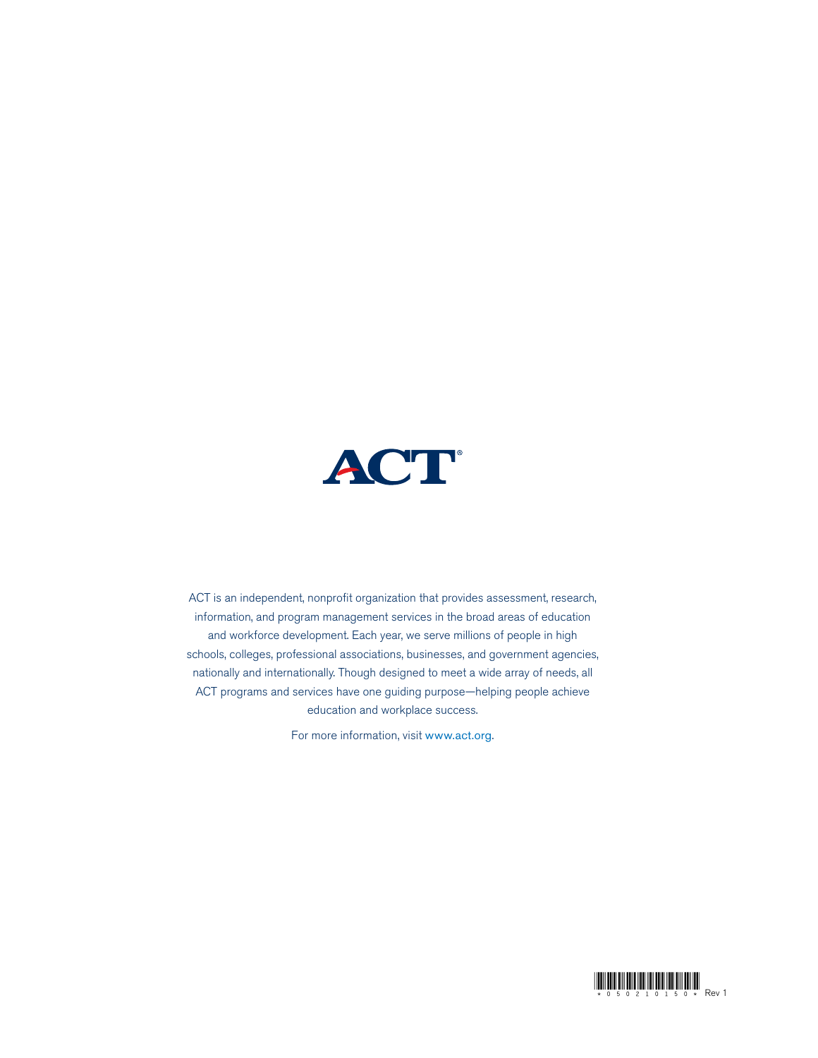ACT®

ACT is an independent, nonprofit organization that provides assessment, research, information, and program management services in the broad areas of education and workforce development. Each year, we serve millions of people in high schools, colleges, professional associations, businesses, and government agencies, nationally and internationally. Though designed to meet a wide array of needs, all ACT programs and services have one guiding purpose—helping people achieve education and workplace success.

For more information, visit www.act.org.

*050210150* Rev 1